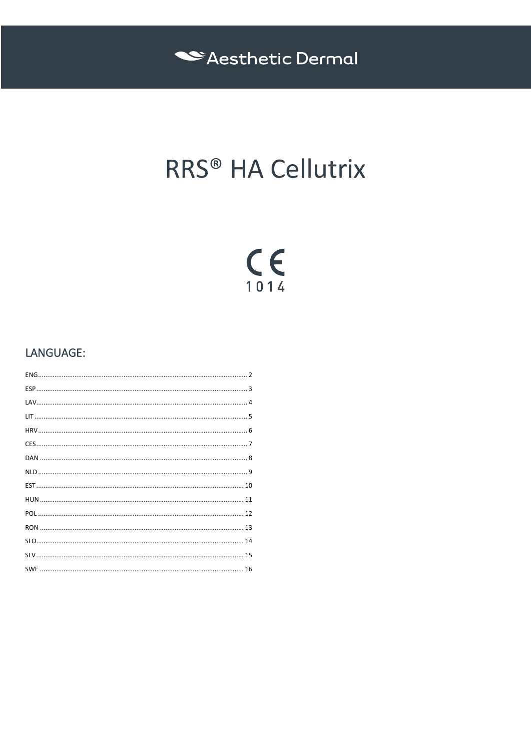Aesthetic Dermal

# RRS® HA Cellutrix

CE
1014

## LANGUAGE:

ENG........................................................................................................ 2
ESP........................................................................................................ 3
LAV........................................................................................................ 4
LIT.......................................................................................................... 5
HRV........................................................................................................ 6
CES........................................................................................................ 7
DAN ....................................................................................................... 8
NLD........................................................................................................ 9
EST....................................................................................................... 10
HUN ..................................................................................................... 11
POL ...................................................................................................... 12
RON ..................................................................................................... 13
SLO....................................................................................................... 14
SLV....................................................................................................... 15
SWE ..................................................................................................... 16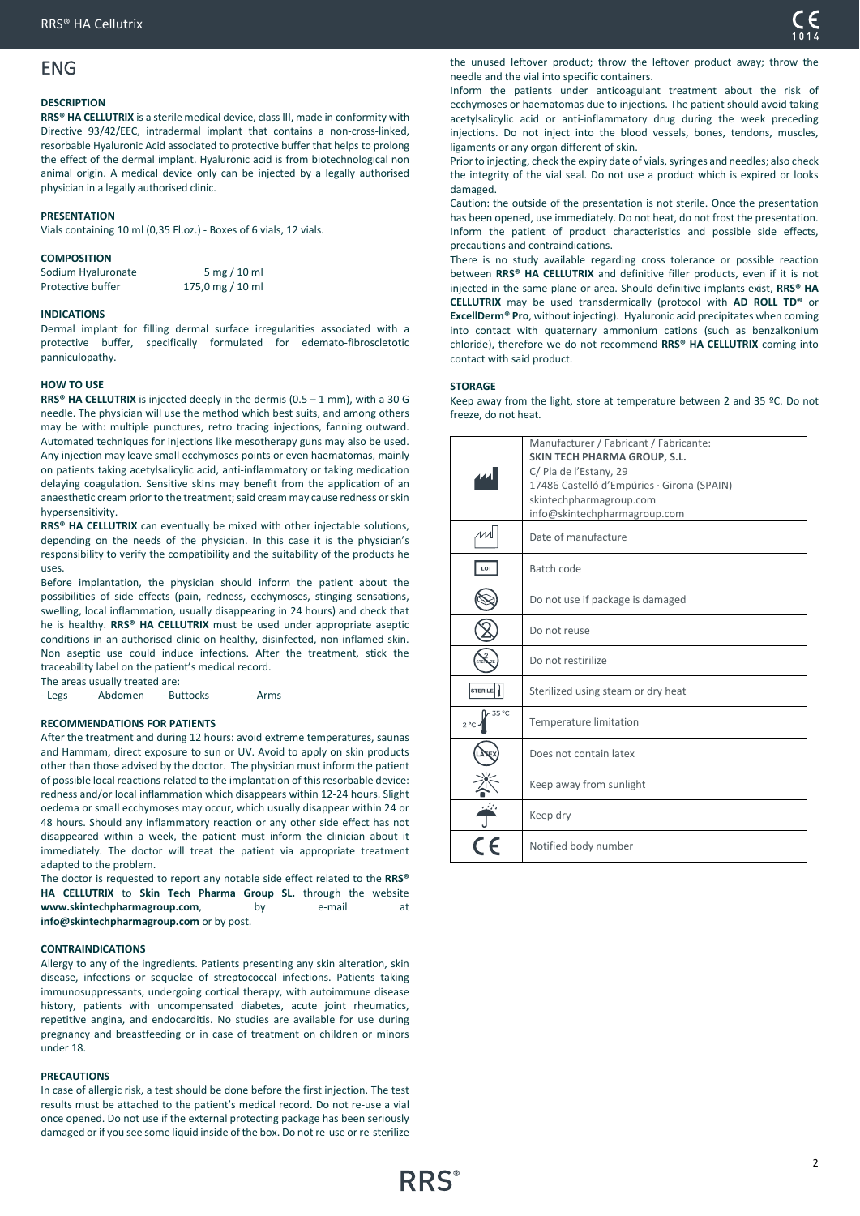# ENG

### DESCRIPTION

**RRS® HA CELLUTRIX** is a sterile medical device, class III, made in conformity with Directive 93/42/EEC, intradermal implant that contains a non-cross-linked, resorbable Hyaluronic Acid associated to protective buffer that helps to prolong the effect of the dermal implant. Hyaluronic acid is from biotechnological non animal origin. A medical device only can be injected by a legally authorised physician in a legally authorised clinic.

### PRESENTATION

Vials containing 10 ml (0,35 Fl.oz.) - Boxes of 6 vials, 12 vials.

### COMPOSITION

| | |
|---|---|
| Sodium Hyaluronate | 5 mg / 10 ml |
| Protective buffer | 175,0 mg / 10 ml |

### INDICATIONS

Dermal implant for filling dermal surface irregularities associated with a protective buffer, specifically formulated for edemato-fibroscletotic panniculopathy.

### HOW TO USE

**RRS® HA CELLUTRIX** is injected deeply in the dermis (0.5 – 1 mm), with a 30 G needle. The physician will use the method which best suits, and among others may be with: multiple punctures, retro tracing injections, fanning outward. Automated techniques for injections like mesotherapy guns may also be used. Any injection may leave small ecchymoses points or even haematomas, mainly on patients taking acetylsalicylic acid, anti-inflammatory or taking medication delaying coagulation. Sensitive skins may benefit from the application of an anaesthetic cream prior to the treatment; said cream may cause redness or skin hypersensitivity.

**RRS® HA CELLUTRIX** can eventually be mixed with other injectable solutions, depending on the needs of the physician. In this case it is the physician's responsibility to verify the compatibility and the suitability of the products he uses.

Before implantation, the physician should inform the patient about the possibilities of side effects (pain, redness, ecchymoses, stinging sensations, swelling, local inflammation, usually disappearing in 24 hours) and check that he is healthy. **RRS® HA CELLUTRIX** must be used under appropriate aseptic conditions in an authorised clinic on healthy, disinfected, non-inflamed skin. Non aseptic use could induce infections. After the treatment, stick the traceability label on the patient's medical record.

The areas usually treated are:

- Legs - Abdomen - Buttocks - Arms

### RECOMMENDATIONS FOR PATIENTS

After the treatment and during 12 hours: avoid extreme temperatures, saunas and Hammam, direct exposure to sun or UV. Avoid to apply on skin products other than those advised by the doctor. The physician must inform the patient of possible local reactions related to the implantation of this resorbable device: redness and/or local inflammation which disappears within 12-24 hours. Slight oedema or small ecchymoses may occur, which usually disappear within 24 or 48 hours. Should any inflammatory reaction or any other side effect has not disappeared within a week, the patient must inform the clinician about it immediately. The doctor will treat the patient via appropriate treatment adapted to the problem.

The doctor is requested to report any notable side effect related to the **RRS® HA CELLUTRIX** to **Skin Tech Pharma Group SL.** through the website **www.skintechpharmagroup.com**, by e-mail at **info@skintechpharmagroup.com** or by post.

### CONTRAINDICATIONS

Allergy to any of the ingredients. Patients presenting any skin alteration, skin disease, infections or sequelae of streptococcal infections. Patients taking immunosuppressants, undergoing cortical therapy, with autoimmune disease history, patients with uncompensated diabetes, acute joint rheumatics, repetitive angina, and endocarditis. No studies are available for use during pregnancy and breastfeeding or in case of treatment on children or minors under 18.

### PRECAUTIONS

In case of allergic risk, a test should be done before the first injection. The test results must be attached to the patient's medical record. Do not re-use a vial once opened. Do not use if the external protecting package has been seriously damaged or if you see some liquid inside of the box. Do not re-use or re-sterilize the unused leftover product; throw the leftover product away; throw the needle and the vial into specific containers.

Inform the patients under anticoagulant treatment about the risk of ecchymoses or haematomas due to injections. The patient should avoid taking acetylsalicylic acid or anti-inflammatory drug during the week preceding injections. Do not inject into the blood vessels, bones, tendons, muscles, ligaments or any organ different of skin.

Prior to injecting, check the expiry date of vials, syringes and needles; also check the integrity of the vial seal. Do not use a product which is expired or looks damaged.

Caution: the outside of the presentation is not sterile. Once the presentation has been opened, use immediately. Do not heat, do not frost the presentation. Inform the patient of product characteristics and possible side effects, precautions and contraindications.

There is no study available regarding cross tolerance or possible reaction between **RRS® HA CELLUTRIX** and definitive filler products, even if it is not injected in the same plane or area. Should definitive implants exist, **RRS® HA CELLUTRIX** may be used transdermically (protocol with **AD ROLL TD®** or **ExcellDerm® Pro**, without injecting). Hyaluronic acid precipitates when coming into contact with quaternary ammonium cations (such as benzalkonium chloride), therefore we do not recommend **RRS® HA CELLUTRIX** coming into contact with said product.

### STORAGE

Keep away from the light, store at temperature between 2 and 35 ºC. Do not freeze, do not heat.

| | |
|---|---|
| | Manufacturer / Fabricant / Fabricante: **SKIN TECH PHARMA GROUP, S.L.** C/ Pla de l'Estany, 29 17486 Castelló d'Empúries · Girona (SPAIN) skintechpharmagroup.com info@skintechpharmagroup.com |
| | Date of manufacture |
| LOT | Batch code |
| | Do not use if package is damaged |
| | Do not reuse |
| | Do not restirilize |
| STERILE | Sterilized using steam or dry heat |
| 2 °C – 35 °C | Temperature limitation |
| | Does not contain latex |
| | Keep away from sunlight |
| | Keep dry |
| CE | Notified body number |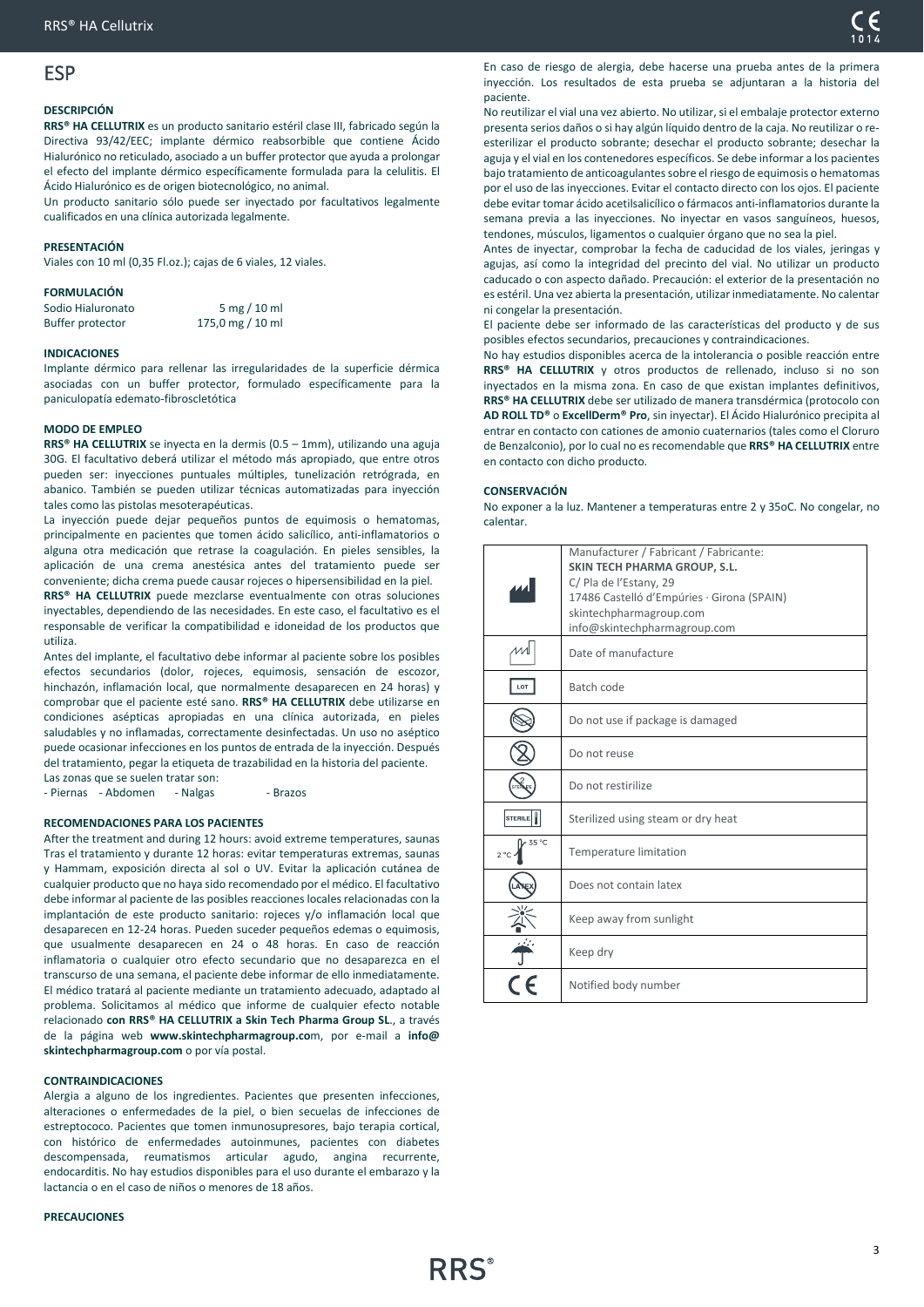# ESP

### DESCRIPCIÓN

**RRS® HA CELLUTRIX** es un producto sanitario estéril clase III, fabricado según la Directiva 93/42/EEC; implante dérmico reabsorbible que contiene Ácido Hialurónico no reticulado, asociado a un buffer protector que ayuda a prolongar el efecto del implante dérmico específicamente formulada para la celulitis. El Ácido Hialurónico es de origen biotecnológico, no animal.

Un producto sanitario sólo puede ser inyectado por facultativos legalmente cualificados en una clínica autorizada legalmente.

### PRESENTACIÓN

Viales con 10 ml (0,35 Fl.oz.); cajas de 6 viales, 12 viales.

### FORMULACIÓN

| | |
|---|---|
| Sodio Hialuronato | 5 mg / 10 ml |
| Buffer protector | 175,0 mg / 10 ml |

### INDICACIONES

Implante dérmico para rellenar las irregularidades de la superficie dérmica asociadas con un buffer protector, formulado específicamente para la paniculopatía edemato-fibroscletótica

### MODO DE EMPLEO

**RRS® HA CELLUTRIX** se inyecta en la dermis (0.5 – 1mm), utilizando una aguja 30G. El facultativo deberá utilizar el método más apropiado, que entre otros pueden ser: inyecciones puntuales múltiples, tunelización retrógrada, en abanico. También se pueden utilizar técnicas automatizadas para inyección tales como las pistolas mesoterapéuticas.

La inyección puede dejar pequeños puntos de equimosis o hematomas, principalmente en pacientes que tomen ácido salicílico, anti-inflamatorios o alguna otra medicación que retrase la coagulación. En pieles sensibles, la aplicación de una crema anestésica antes del tratamiento puede ser conveniente; dicha crema puede causar rojeces o hipersensibilidad en la piel.

**RRS® HA CELLUTRIX** puede mezclarse eventualmente con otras soluciones inyectables, dependiendo de las necesidades. En este caso, el facultativo es el responsable de verificar la compatibilidad e idoneidad de los productos que utiliza.

Antes del implante, el facultativo debe informar al paciente sobre los posibles efectos secundarios (dolor, rojeces, equimosis, sensación de escozor, hinchazón, inflamación local, que normalmente desaparecen en 24 horas) y comprobar que el paciente esté sano. **RRS® HA CELLUTRIX** debe utilizarse en condiciones asépticas apropiadas en una clínica autorizada, en pieles saludables y no inflamadas, correctamente desinfectadas. Un uso no aséptico puede ocasionar infecciones en los puntos de entrada de la inyección. Después del tratamiento, pegar la etiqueta de trazabilidad en la historia del paciente.

Las zonas que se suelen tratar son:

- Piernas - Abdomen - Nalgas - Brazos

### RECOMENDACIONES PARA LOS PACIENTES

After the treatment and during 12 hours: avoid extreme temperatures, saunas Tras el tratamiento y durante 12 horas: evitar temperaturas extremas, saunas y Hammam, exposición directa al sol o UV. Evitar la aplicación cutánea de cualquier producto que no haya sido recomendado por el médico. El facultativo debe informar al paciente de las posibles reacciones locales relacionadas con la implantación de este producto sanitario: rojeces y/o inflamación local que desaparecen en 12-24 horas. Pueden suceder pequeños edemas o equimosis, que usualmente desaparecen en 24 o 48 horas. En caso de reacción inflamatoria o cualquier otro efecto secundario que no desaparezca en el transcurso de una semana, el paciente debe informar de ello inmediatamente. El médico tratará al paciente mediante un tratamiento adecuado, adaptado al problema. Solicitamos al médico que informe de cualquier efecto notable relacionado **con RRS® HA CELLUTRIX a Skin Tech Pharma Group SL**., a través de la página web **www.skintechpharmagroup.co**m, por e-mail a **info@ skintechpharmagroup.com** o por vía postal.

### CONTRAINDICACIONES

Alergia a alguno de los ingredientes. Pacientes que presenten infecciones, alteraciones o enfermedades de la piel, o bien secuelas de infecciones de estreptococo. Pacientes que tomen inmunosupresores, bajo terapia cortical, con histórico de enfermedades autoinmunes, pacientes con diabetes descompensada, reumatismos articular agudo, angina recurrente, endocarditis. No hay estudios disponibles para el uso durante el embarazo y la lactancia o en el caso de niños o menores de 18 años.

### PRECAUCIONES

En caso de riesgo de alergia, debe hacerse una prueba antes de la primera inyección. Los resultados de esta prueba se adjuntaran a la historia del paciente.

No reutilizar el vial una vez abierto. No utilizar, si el embalaje protector externo presenta serios daños o si hay algún líquido dentro de la caja. No reutilizar o re-esterilizar el producto sobrante; desechar el producto sobrante; desechar la aguja y el vial en los contenedores específicos. Se debe informar a los pacientes bajo tratamiento de anticoagulantes sobre el riesgo de equimosis o hematomas por el uso de las inyecciones. Evitar el contacto directo con los ojos. El paciente debe evitar tomar ácido acetilsalicílico o fármacos anti-inflamatorios durante la semana previa a las inyecciones. No inyectar en vasos sanguíneos, huesos, tendones, músculos, ligamentos o cualquier órgano que no sea la piel.

Antes de inyectar, comprobar la fecha de caducidad de los viales, jeringas y agujas, así como la integridad del precinto del vial. No utilizar un producto caducado o con aspecto dañado. Precaución: el exterior de la presentación no es estéril. Una vez abierta la presentación, utilizar inmediatamente. No calentar ni congelar la presentación.

El paciente debe ser informado de las características del producto y de sus posibles efectos secundarios, precauciones y contraindicaciones.

No hay estudios disponibles acerca de la intolerancia o posible reacción entre **RRS® HA CELLUTRIX** y otros productos de rellenado, incluso si no son inyectados en la misma zona. En caso de que existan implantes definitivos, **RRS® HA CELLUTRIX** debe ser utilizado de manera transdérmica (protocolo con **AD ROLL TD®** o **ExcellDerm® Pro**, sin inyectar). El Ácido Hialurónico precipita al entrar en contacto con cationes de amonio cuaternarios (tales como el Cloruro de Benzalconio), por lo cual no es recomendable que **RRS® HA CELLUTRIX** entre en contacto con dicho producto.

### CONSERVACIÓN

No exponer a la luz. Mantener a temperaturas entre 2 y 35oC. No congelar, no calentar.

| Símbolo | Descripción |
|---|---|
| (Fabricante) | Manufacturer / Fabricant / Fabricante:<br>**SKIN TECH PHARMA GROUP, S.L.**<br>C/ Pla de l'Estany, 29<br>17486 Castelló d'Empúries · Girona (SPAIN)<br>skintechpharmagroup.com<br>info@skintechpharmagroup.com |
| (Fecha) | Date of manufacture |
| LOT | Batch code |
| | Do not use if package is damaged |
| | Do not reuse |
| STERILIZE | Do not restirilize |
| STERILE | Sterilized using steam or dry heat |
| 2 °C – 35 °C | Temperature limitation |
| LATEX | Does not contain latex |
| | Keep away from sunlight |
| | Keep dry |
| CE | Notified body number |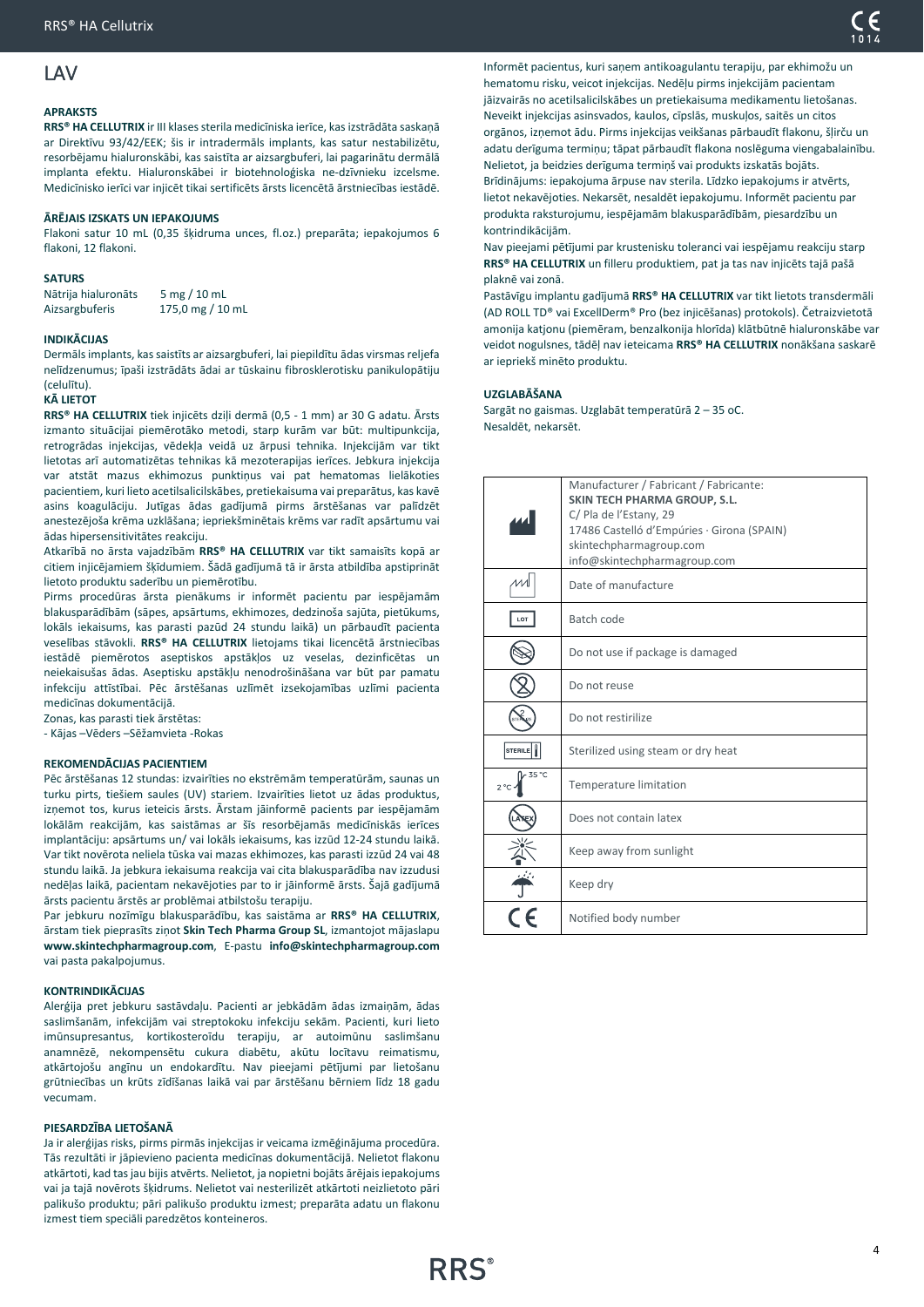# LAV

## APRAKSTS

**RRS® HA CELLUTRIX** ir III klases sterila medicīniska ierīce, kas izstrādāta saskaņā ar Direktīvu 93/42/EEK; šis ir intradermāls implants, kas satur nestabilizētu, resorbējamu hialuronskābi, kas saistīta ar aizsargbuferi, lai pagarinātu dermālā implanta efektu. Hialuronskābei ir biotehnoloģiska ne-dzīvnieku izcelsme. Medicīnisko ierīci var injicēt tikai sertificēts ārsts licencētā ārstniecības iestādē.

## ĀRĒJAIS IZSKATS UN IEPAKOJUMS

Flakoni satur 10 mL (0,35 šķidruma unces, fl.oz.) preparāta; iepakojumos 6 flakoni, 12 flakoni.

## SATURS

| | |
|---|---|
| Nātrija hialuronāts | 5 mg / 10 mL |
| Aizsargbuferis | 175,0 mg / 10 mL |

## INDIKĀCIJAS

Dermāls implants, kas saistīts ar aizsargbuferi, lai piepildītu ādas virsmas reljefa nelīdzenumus; īpaši izstrādāts ādai ar tūskainu fibrosklerotisku panikulopātiju (celulītu).

## KĀ LIETOT

**RRS® HA CELLUTRIX** tiek injicēts dziļi dermā (0,5 - 1 mm) ar 30 G adatu. Ārsts izmanto situācijai piemērotāko metodi, starp kurām var būt: multipunkcija, retrogrādas injekcijas, vēdekļa veidā uz ārpusi tehnika. Injekcijām var tikt lietotas arī automatizētas tehnikas kā mezoterapijas ierīces. Jebkura injekcija var atstāt mazus ekhimozes punktiņus vai pat hematomas lielākoties pacientiem, kuri lieto acetilsalicilskābes, pretiekaisuma vai preparātus, kas kavē asins koagulāciju. Jutīgas ādas gadījumā pirms ārstēšanas var palīdzēt anestezējoša krēma uzklāšana; iepriekšminētais krēms var radīt apsārtumu vai ādas hipersensitivitātes reakciju.

Atkarībā no ārsta vajadzībām **RRS® HA CELLUTRIX** var tikt samaisīts kopā ar citiem injicējamiem šķīdumiem. Šādā gadījumā tā ir ārsta atbildība apstiprināt lietoto produktu saderību un piemērotību.

Pirms procedūras ārsta pienākums ir informēt pacientu par iespējamām blakusparādībām (sāpes, apsārtums, ekhimozes, dedzinoša sajūta, pietūkums, lokāls iekaisums, kas parasti pazūd 24 stundu laikā) un pārbaudīt pacienta veselības stāvokli. **RRS® HA CELLUTRIX** lietojams tikai licencētā ārstniecības iestādē piemērotos aseptiskos apstākļos uz veselas, dezinficētas un neiekaisušas ādas. Aseptisku apstākļu nenodrošināšana var būt par pamatu infekciju attīstībai. Pēc ārstēšanas uzlīmēt izsekojamības uzlīmi pacienta medicīnas dokumentācijā.

Zonas, kas parasti tiek ārstētas:

- Kājas –Vēders –Sēžamvieta -Rokas

## REKOMENDĀCIJAS PACIENTIEM

Pēc ārstēšanas 12 stundas: izvairīties no ekstrēmām temperatūrām, saunas un turku pirts, tiešiem saules (UV) stariem. Izvairīties lietot uz ādas produktus, izņemot tos, kurus ieteicis ārsts. Ārstam jāinformē pacients par iespējamām lokālām reakcijām, kas saistāmas ar šīs resorbējamās medicīniskās ierīces implantāciju: apsārtums un/ vai lokāls iekaisums, kas izzūd 12-24 stundu laikā. Var tikt novērota neliela tūska vai mazas ekhimozes, kas parasti izzūd 24 vai 48 stundu laikā. Ja jebkura iekaisuma reakcija vai cita blakusparādība nav izzudusi nedēļas laikā, pacientam nekavējoties par to ir jāinformē ārsts. Šajā gadījumā ārsts pacientu ārstē ar problēmai atbilstošu terapiju.

Par jebkuru nozīmīgu blakusparādību, kas saistāma ar **RRS® HA CELLUTRIX**, ārstam tiek pieprasīts ziņot **Skin Tech Pharma Group SL**, izmantojot mājaslapu **www.skintechpharmagroup.com**, E-pastu **info@skintechpharmagroup.com** vai pasta pakalpojumus.

## KONTRINDIKĀCIJAS

Alerģija pret jebkuru sastāvdaļu. Pacienti ar jebkādām ādas izmaiņām, ādas saslimšanām, infekcijām vai streptokoku infekciju sekām. Pacienti, kuri lieto imūnsupresantus, kortikosteroīdu terapiju, ar autoimūnu saslimšanu anamnēzē, nekompensētu cukura diabētu, akūtu locītavu reimatismu, atkārtojošu angīnu un endokardītu. Nav pieejami pētījumi par lietošanu grūtniecības un krūts zīdīšanas laikā vai par ārstēšanu bērniem līdz 18 gadu vecumam.

## PIESARDZĪBA LIETOŠANĀ

Ja ir alerģijas risks, pirms pirmās injekcijas ir veicama izmēģinājuma procedūra. Tās rezultāti ir jāpievieno pacienta medicīnas dokumentācijā. Nelietot flakonu atkārtoti, kad tas jau bijis atvērts. Nelietot, ja nopietni bojāts ārējais iepakojums vai ja tajā novērots šķidrums. Nelietot vai nesterilizēt atkārtoti neizlietoto pāri palikušo produktu; pāri palikušo produktu izmest; preparāta adatu un flakonu izmest tiem speciāli paredzētos konteineros.

Informēt pacientus, kuri saņem antikoagulantu terapiju, par ekhimožu un hematomu risku, veicot injekcijas. Nedēļu pirms injekcijām pacientam jāizvairās no acetilsalicilskābes un pretiekaisuma medikamentu lietošanas. Neveikt injekcijas asinsvados, kaulos, cīpslās, muskuļos, saitēs un citos orgānos, izņemot ādu. Pirms injekcijas veikšanas pārbaudīt flakonu, šļirču un adatu derīguma termiņu; tāpat pārbaudīt flakona noslēguma viengabalainību. Nelietot, ja beidzies derīguma termiņš vai produkts izskatās bojāts. Brīdinājums: iepakojuma ārpuse nav sterila. Līdzko iepakojums ir atvērts, lietot nekavējoties. Nekarsēt, nesaldēt iepakojumu. Informēt pacientu par produkta raksturojumu, iespējamām blakusparādībām, piesardzību un kontrindikācijām.

Nav pieejami pētījumi par krustenisku toleranci vai iespējamu reakciju starp **RRS® HA CELLUTRIX** un filleru produktiem, pat ja tas nav injicēts tajā pašā plaknē vai zonā.

Pastāvīgu implantu gadījumā **RRS® HA CELLUTRIX** var tikt lietots transdermāli (AD ROLL TD® vai ExcellDerm® Pro (bez injicēšanas) protokols). Četraizvietotā amonija katjonu (piemēram, benzalkonija hlorīda) klātbūtnē hialuronskābe var veidot nogulsnes, tādēļ nav ieteicama **RRS® HA CELLUTRIX** nonākšana saskarē ar iepriekš minēto produktu.

## UZGLABĀŠANA

Sargāt no gaismas. Uzglabāt temperatūrā 2 – 35 oC.
Nesaldēt, nekarsēt.

| Symbol | |
|---|---|
| (Manufacturer) | Manufacturer / Fabricant / Fabricante:<br>**SKIN TECH PHARMA GROUP, S.L.**<br>C/ Pla de l'Estany, 29<br>17486 Castelló d'Empúries · Girona (SPAIN)<br>skintechpharmagroup.com<br>info@skintechpharmagroup.com |
| | Date of manufacture |
| LOT | Batch code |
| | Do not use if package is damaged |
| | Do not reuse |
| | Do not restirilize |
| STERILE | Sterilized using steam or dry heat |
| 2 °C – 35 °C | Temperature limitation |
| LATEX | Does not contain latex |
| | Keep away from sunlight |
| | Keep dry |
| CE | Notified body number |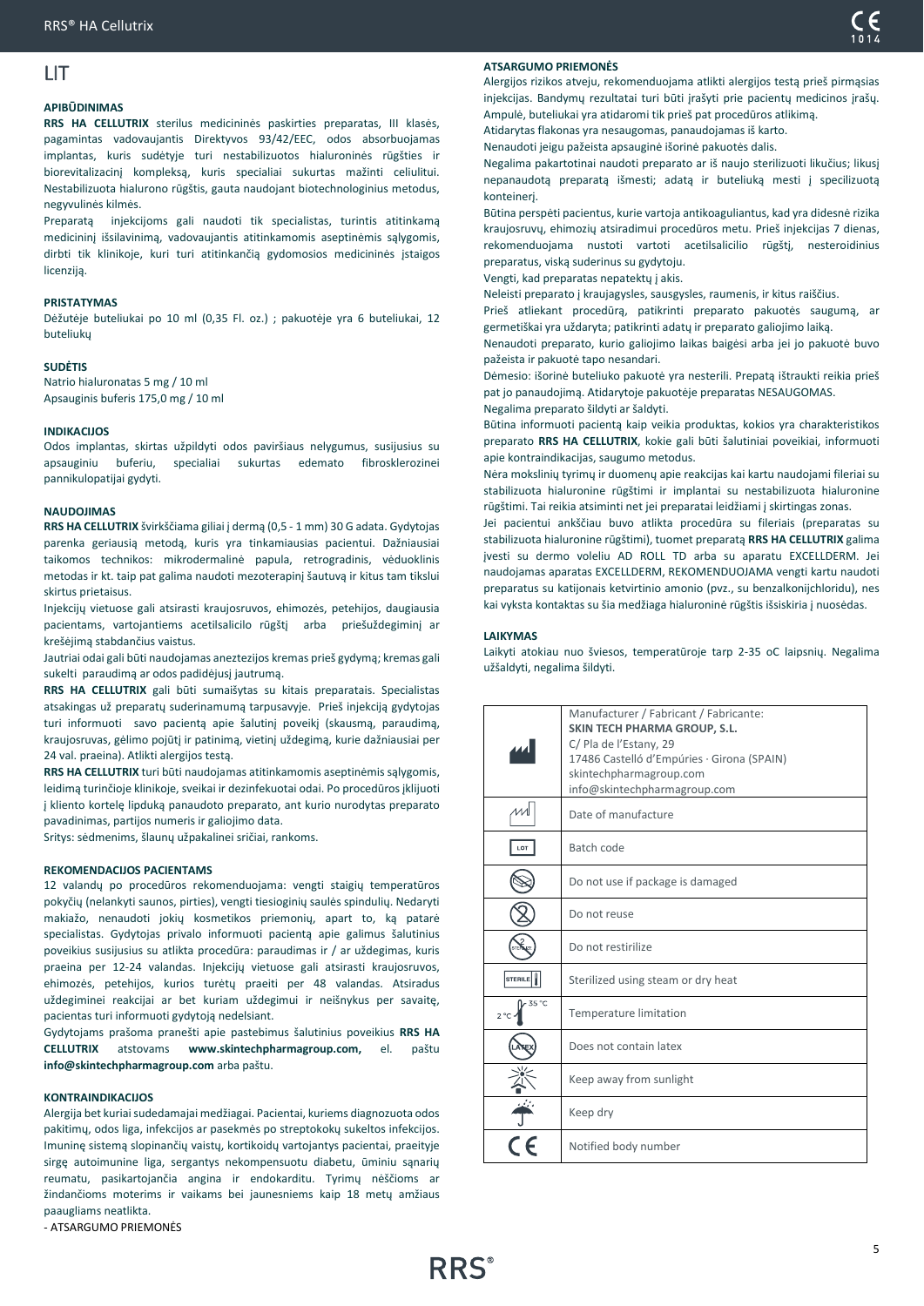# LIT

**APIBŪDINIMAS**

**RRS HA CELLUTRIX** sterilus medicininės paskirties preparatas, III klasės, pagamintas vadovaujantis Direktyvos 93/42/EEC, odos absorbuojamas implantas, kuris sudėtyje turi nestabilizuotos hialuroninės rūgšties ir biorevitalizacinį kompleksą, kuris specialiai sukurtas mažinti celiulitui. Nestabilizuota hialurono rūgštis, gauta naudojant biotechnologinius metodus, negyvulinės kilmės.

Preparatą injekcijoms gali naudoti tik specialistas, turintis atitinkamą medicininį išsilavinimą, vadovaujantis atitinkamomis aseptinėmis sąlygomis, dirbti tik klinikoje, kuri turi atitinkančią gydomosios medicininės įstaigos licenziją.

**PRISTATYMAS**

Dėžutėje buteliukai po 10 ml (0,35 Fl. oz.) ; pakuotėje yra 6 buteliukai, 12 buteliukų

**SUDĖTIS**

Natrio hialuronatas 5 mg / 10 ml
Apsauginis buferis 175,0 mg / 10 ml

**INDIKACIJOS**

Odos implantas, skirtas užpildyti odos paviršiaus nelygumus, susijusius su apsauginiu buferiu, specialiai sukurtas edemato fibrosklerozinei pannikulopatijai gydyti.

**NAUDOJIMAS**

**RRS HA CELLUTRIX** švirkščiama giliai į dermą (0,5 - 1 mm) 30 G adata. Gydytojas parenka geriausią metodą, kuris yra tinkamiausias pacientui. Dažniausiai taikomos technikos: mikrodermalinė papula, retrogradinis, vėduoklinis metodas ir kt. taip pat galima naudoti mezoterapinį šautuvą ir kitus tam tikslui skirtus prietaisus.

Injekcijų vietuose gali atsirasti kraujosruvos, ehimozės, petehijos, daugiausia pacientams, vartojantiems acetilsalicilo rūgštį arba priešuždegiminį ar krešėjimą stabdančius vaistus.

Jautriai odai gali būti naudojamas anestezijos kremas prieš gydymą; kremas gali sukelti paraudimą ar odos padidėjusį jautrumą.

**RRS HA CELLUTRIX** gali būti sumaišytas su kitais preparatais. Specialistas atsakingas už preparatų suderinamumą tarpusavyje. Prieš injekciją gydytojas turi informuoti savo pacientą apie šalutinį poveikį (skausmą, paraudimą, kraujosruvas, gėlimo pojūtį ir patinimą, vietinį uždegimą, kurie dažniausiai per 24 val. praeina). Atlikti alergijos testą.

**RRS HA CELLUTRIX** turi būti naudojamas atitinkamomis aseptinėmis sąlygomis, leidimą turinčioje klinikoje, sveikai ir dezinfekuotai odai. Po procedūros įklijuoti į kliento kortelę lipduką panaudoto preparato, ant kurio nurodytas preparato pavadinimas, partijos numeris ir galiojimo data.

Sritys: sėdmenims, šlaunų užpakalinei sričiai, rankoms.

**REKOMENDACIJOS PACIENTAMS**

12 valandų po procedūros rekomenduojama: vengti staigių temperatūros pokyčių (nelankyti saunos, pirties), vengti tiesioginių saulės spindulių. Nedaryti makiažo, nenaudoti jokių kosmetikos priemonių, apart to, ką patarė specialistas. Gydytojas privalo informuoti pacientą apie galimus šalutinius poveikius susijusius su atlikta procedūra: paraudimas ir / ar uždegimas, kuris praeina per 12-24 valandas. Injekcijų vietuose gali atsirasti kraujosruvos, ehimozės, petehijos, kurios turėtų praeiti per 48 valandas. Atsiradus uždegiminei reakcijai ar bet kuriam uždegimui ir neišnykus per savaitę, pacientas turi informuoti gydytoją nedelsiant.

Gydytojams prašoma pranešti apie pastebimus šalutinius poveikius **RRS HA CELLUTRIX** atstovams **www.skintechpharmagroup.com,** el. paštu **info@skintechpharmagroup.com** arba paštu.

**KONTRAINDIKACIJOS**

Alergija bet kuriai sudedamajai medžiagai. Pacientai, kuriems diagnozuota odos pakitimų, odos liga, infekcijos ar pasekmės po streptokokų sukeltos infekcijos. Imuninę sistemą slopinančių vaistų, kortikoidų vartojantys pacientai, praeityje sirgę autoimunine liga, sergantys nekompensuotu diabetu, ūminiu sąnarių reumatu, pasikartojančia angina ir endokarditu. Tyrimų nėščioms ar žindančioms moterims ir vaikams bei jaunesniems kaip 18 metų amžiaus paaugliams neatlikta.

- ATSARGUMO PRIEMONĖS

**ATSARGUMO PRIEMONĖS**

Alergijos rizikos atveju, rekomenduojama atlikti alergijos testą prieš pirmąsias injekcijas. Bandymų rezultatai turi būti įrašyti prie pacientų medicinos įrašų. Ampulė, buteliukai yra atidaromi tik prieš pat procedūros atlikimą.

Atidarytas flakonas yra nesaugomas, panaudojamas iš karto.

Nenaudoti jeigu pažeista apsauginė išorinė pakuotės dalis.

Negalima pakartotinai naudoti preparato ar iš naujo sterilizuoti likučius; likusį nepanaudotą preparatą išmesti; adatą ir buteliuką mesti į specilizuotą konteinerį.

Būtina perspėti pacientus, kurie vartoja antikoaguliantus, kad yra didesnė rizika kraujosruvų, ehimozių atsiradimui procedūros metu. Prieš injekcijas 7 dienas, rekomenduojama nustoti vartoti acetilsalicilio rūgštį, nesteroidinius preparatus, viską suderinus su gydytoju.

Vengti, kad preparatas nepatektų į akis.

Neleisti preparato į kraujagysles, sausgysles, raumenis, ir kitus raiščius.

Prieš atliekant procedūrą, patikrinti preparato pakuotės saugumą, ar germetiškai yra uždaryta; patikrinti adatų ir preparato galiojimo laiką.

Nenaudoti preparato, kurio galiojimo laikas baigėsi arba jei jo pakuotė buvo pažeista ir pakuotė tapo nesandari.

Dėmesio: išorinė buteliuko pakuotė yra nesterili. Prepatą ištraukti reikia prieš pat jo panaudojimą. Atidarytoje pakuotėje preparatas NESAUGOMAS.

Negalima preparato šildyti ar šaldyti.

Būtina informuoti pacientą kaip veikia produktas, kokios yra charakteristikos preparato **RRS HA CELLUTRIX**, kokie gali būti šalutiniai poveikiai, informuoti apie kontraindikacijas, saugumo metodus.

Nėra mokslinių tyrimų ir duomenų apie reakcijas kai kartu naudojami fileriai su stabilizuota hialuronine rūgštimi ir implantai su nestabilizuota hialuronine rūgštimi. Tai reikia atsiminti net jei preparatai leidžiami į skirtingas zonas.

Jei pacientui ankščiau buvo atlikta procedūra su fileriais (preparatas su stabilizuota hialuronine rūgštimi), tuomet preparatą **RRS HA CELLUTRIX** galima įvesti su dermo voleliu AD ROLL TD arba su aparatu EXCELLDERM. Jei naudojamas aparatas EXCELLDERM, REKOMENDUOJAMA vengti kartu naudoti preparatus su katijonais ketvirtinio amonio (pvz., su benzalkonijchloridu), nes kai vyksta kontaktas su šia medžiaga hialuroninė rūgštis išsiskiria į nuosėdas.

**LAIKYMAS**

Laikyti atokiau nuo šviesos, temperatūroje tarp 2-35 oC laipsnių. Negalima užšaldyti, negalima šildyti.

| | |
|---|---|
| | Manufacturer / Fabricant / Fabricante:<br>**SKIN TECH PHARMA GROUP, S.L.**<br>C/ Pla de l'Estany, 29<br>17486 Castelló d'Empúries · Girona (SPAIN)<br>skintechpharmagroup.com<br>info@skintechpharmagroup.com |
| | Date of manufacture |
| LOT | Batch code |
| | Do not use if package is damaged |
| | Do not reuse |
| | Do not restirilize |
| STERILE | Sterilized using steam or dry heat |
| 2 °C – 35 °C | Temperature limitation |
| LATEX | Does not contain latex |
| | Keep away from sunlight |
| | Keep dry |
| CE | Notified body number |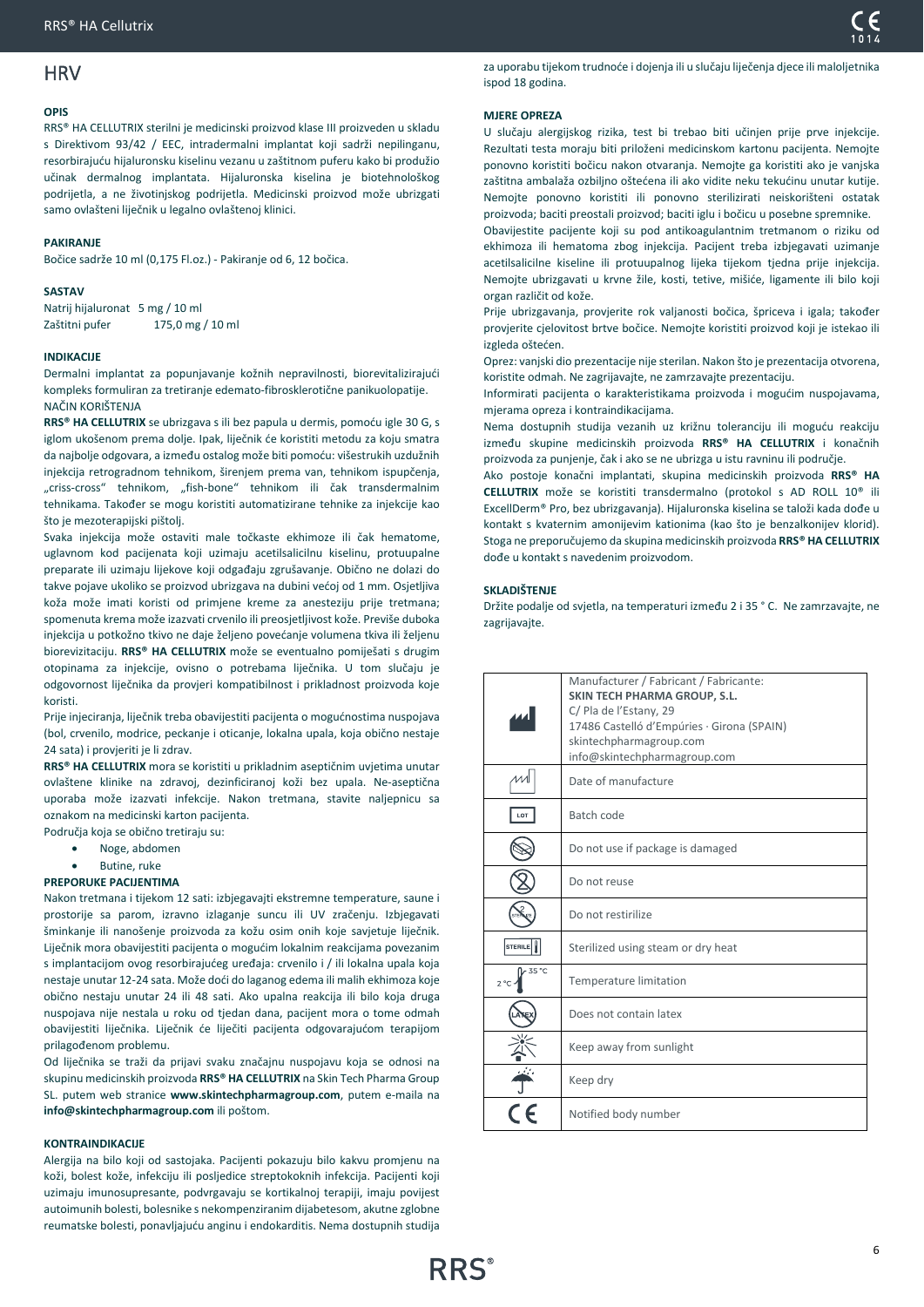# HRV

**OPIS**

RRS® HA CELLUTRIX sterilni je medicinski proizvod klase III proizveden u skladu s Direktivom 93/42 / EEC, intradermalni implantat koji sadrži nepilinganu, resorbirajuću hijaluronsku kiselinu vezanu u zaštitnom puferu kako bi produžio učinak dermalnog implantata. Hijaluronska kiselina je biotehnološkog podrijetla, a ne životinjskog podrijetla. Medicinski proizvod može ubrizgati samo ovlašteni liječnik u legalno ovlaštenoj klinici.

**PAKIRANJE**

Bočice sadrže 10 ml (0,175 Fl.oz.) - Pakiranje od 6, 12 bočica.

**SASTAV**

Natrij hijaluronat 5 mg / 10 ml
Zaštitni pufer 175,0 mg / 10 ml

**INDIKACIJE**

Dermalni implantat za popunjavanje kožnih nepravilnosti, biorevitalizirajući kompleks formuliran za tretiranje edemato-fibrosklerotične panikuolopatije.
NAČIN KORIŠTENJA

**RRS® HA CELLUTRIX** se ubrizgava s ili bez papula u dermis, pomoću igle 30 G, s iglom ukošenom prema dolje. Ipak, liječnik će koristiti metodu za koju smatra da najbolje odgovara, a između ostalog može biti pomoću: višestrukih uzdužnih injekcija retrogradnom tehnikom, širenjem prema van, tehnikom ispupčenja, „criss-cross" tehnikom, „fish-bone" tehnikom ili čak transdermalnim tehnikama. Također se mogu koristiti automatizirane tehnike za injekcije kao što je mezoterapijski pištolj.

Svaka injekcija može ostaviti male točkaste ekhimoze ili čak hematome, uglavnom kod pacijenata koji uzimaju acetilsalicilnu kiselinu, protuupalne preparate ili uzimaju lijekove koji odgađaju zgrušavanje. Obično ne dolazi do takve pojave ukoliko se proizvod ubrizgava na dubini većoj od 1 mm. Osjetljiva koža može imati koristi od primjene kreme za anesteziju prije tretmana; spomenuta krema može izazvati crvenilo ili preosjetljivost kože. Previše duboka injekcija u potkožno tkivo ne daje željeno povećanje volumena tkiva ili željenu biorevizitaciju. **RRS® HA CELLUTRIX** može se eventualno pomiješati s drugim otopinama za injekcije, ovisno o potrebama liječnika. U tom slučaju je odgovornost liječnika da provjeri kompatibilnost i prikladnost proizvoda koje koristi.

Prije injeciranja, liječnik treba obavijestiti pacijenta o mogućnostima nuspojava (bol, crvenilo, modrice, peckanje i oticanje, lokalna upala, koja obično nestaje 24 sata) i provjeriti je li zdrav.

**RRS® HA CELLUTRIX** mora se koristiti u prikladnim aseptičnim uvjetima unutar ovlaštene klinike na zdravoj, dezinficiranoj koži bez upala. Ne-aseptična uporaba može izazvati infekcije. Nakon tretmana, stavite naljepnicu sa oznakom na medicinski karton pacijenta.

Područja koja se obično tretiraju su:

- Noge, abdomen
- Butine, ruke

**PREPORUKE PACIJENTIMA**

Nakon tretmana i tijekom 12 sati: izbjegavajti ekstremne temperature, saune i prostorije sa parom, izravno izlaganje suncu ili UV zračenju. Izbjegavati šminkanje ili nanošenje proizvoda za kožu osim onih koje savjetuje liječnik. Liječnik mora obavijestiti pacijenta o mogućim lokalnim reakcijama povezanim s implantacijom ovog resorbirajućeg uređaja: crvenilo i / ili lokalna upala koja nestaje unutar 12-24 sata. Može doći do laganog edema ili malih ekhimoza koje obično nestaju unutar 24 ili 48 sati. Ako upalna reakcija ili bilo koja druga nuspojava nije nestala u roku od tjedan dana, pacijent mora o tome odmah obavijestiti liječnika. Liječnik će liječiti pacijenta odgovarajućom terapijom prilagođenom problemu.

Od liječnika se traži da prijavi svaku značajnu nuspojavu koja se odnosi na skupinu medicinskih proizvoda **RRS® HA CELLUTRIX** na Skin Tech Pharma Group SL. putem web stranice **www.skintechpharmagroup.com**, putem e-maila na **info@skintechpharmagroup.com** ili poštom.

**KONTRAINDIKACIJE**

Alergija na bilo koji od sastojaka. Pacijenti pokazuju bilo kakvu promjenu na koži, bolest kože, infekciju ili posljedice streptokoknih infekcija. Pacijenti koji uzimaju imunosupresante, podvrgavaju se kortikalnoj terapiji, imaju povijest autoimunih bolesti, bolesnike s nekompenziranim dijabetesom, akutne zglobne reumatske bolesti, ponavljajuću anginu i endokarditis. Nema dostupnih studija za uporabu tijekom trudnoće i dojenja ili u slučaju liječenja djece ili maloljetnika ispod 18 godina.

**MJERE OPREZA**

U slučaju alergijskog rizika, test bi trebao biti učinjen prije prve injekcije. Rezultati testa moraju biti priloženi medicinskom kartonu pacijenta. Nemojte ponovno koristiti bočicu nakon otvaranja. Nemojte ga koristiti ako je vanjska zaštitna ambalaža ozbiljno oštećena ili ako vidite neku tekućinu unutar kutije. Nemojte ponovno koristiti ili ponovno sterilizirati neiskorišteni ostatak proizvoda; baciti preostali proizvod; baciti iglu i bočicu u posebne spremnike.

Obavijestite pacijente koji su pod antikoagulantnim tretmanom o riziku od ekhimoza ili hematoma zbog injekcija. Pacijent treba izbjegavati uzimanje acetilsalicilne kiseline ili protuupalnog lijeka tijekom tjedna prije injekcija. Nemojte ubrizgavati u krvne žile, kosti, tetive, mišiće, ligamente ili bilo koji organ različit od kože.

Prije ubrizgavanja, provjerite rok valjanosti bočica, šprica i igala; također provjerite cjelovitost brtve bočice. Nemojte koristiti proizvod koji je istekao ili izgleda oštećen.

Oprez: vanjski dio prezentacije nije sterilan. Nakon što je prezentacija otvorena, koristite odmah. Ne zagrijavajte, ne zamrzavajte prezentaciju.

Informirati pacijenta o karakteristikama proizvoda i mogućim nuspojavama, mjerama opreza i kontraindikacijama.

Nema dostupnih studija vezanih uz križnu toleranciju ili moguću reakciju između skupine medicinskih proizvoda **RRS® HA CELLUTRIX** i konačnih proizvoda za punjenje, čak i ako se ne ubrizga u istu ravninu ili područje.

Ako postoje konačni implantati, skupina medicinskih proizvoda **RRS® HA CELLUTRIX** može se koristiti transdermalno (protokol s AD ROLL 10® ili ExcellDerm® Pro, bez ubrizgavanja). Hijaluronska kiselina se taloži kada dođe u kontakt s kvaternim amonijevim kationima (kao što je benzalkonijev klorid). Stoga ne preporučujemo da skupina medicinskih proizvoda **RRS® HA CELLUTRIX** dođe u kontakt s navedenim proizvodom.

**SKLADIŠTENJE**

Držite podalje od svjetla, na temperaturi između 2 i 35 ° C. Ne zamrzavajte, ne zagrijavajte.

| Symbol | Description |
|---|---|
| | Manufacturer / Fabricant / Fabricante: **SKIN TECH PHARMA GROUP, S.L.** C/ Pla de l'Estany, 29 17486 Castelló d'Empúries · Girona (SPAIN) skintechpharmagroup.com info@skintechpharmagroup.com |
| | Date of manufacture |
| LOT | Batch code |
| | Do not use if package is damaged |
| | Do not reuse |
| | Do not restirilize |
| STERILE | Sterilized using steam or dry heat |
| 2 °C – 35 °C | Temperature limitation |
| LATEX | Does not contain latex |
| | Keep away from sunlight |
| | Keep dry |
| CE | Notified body number |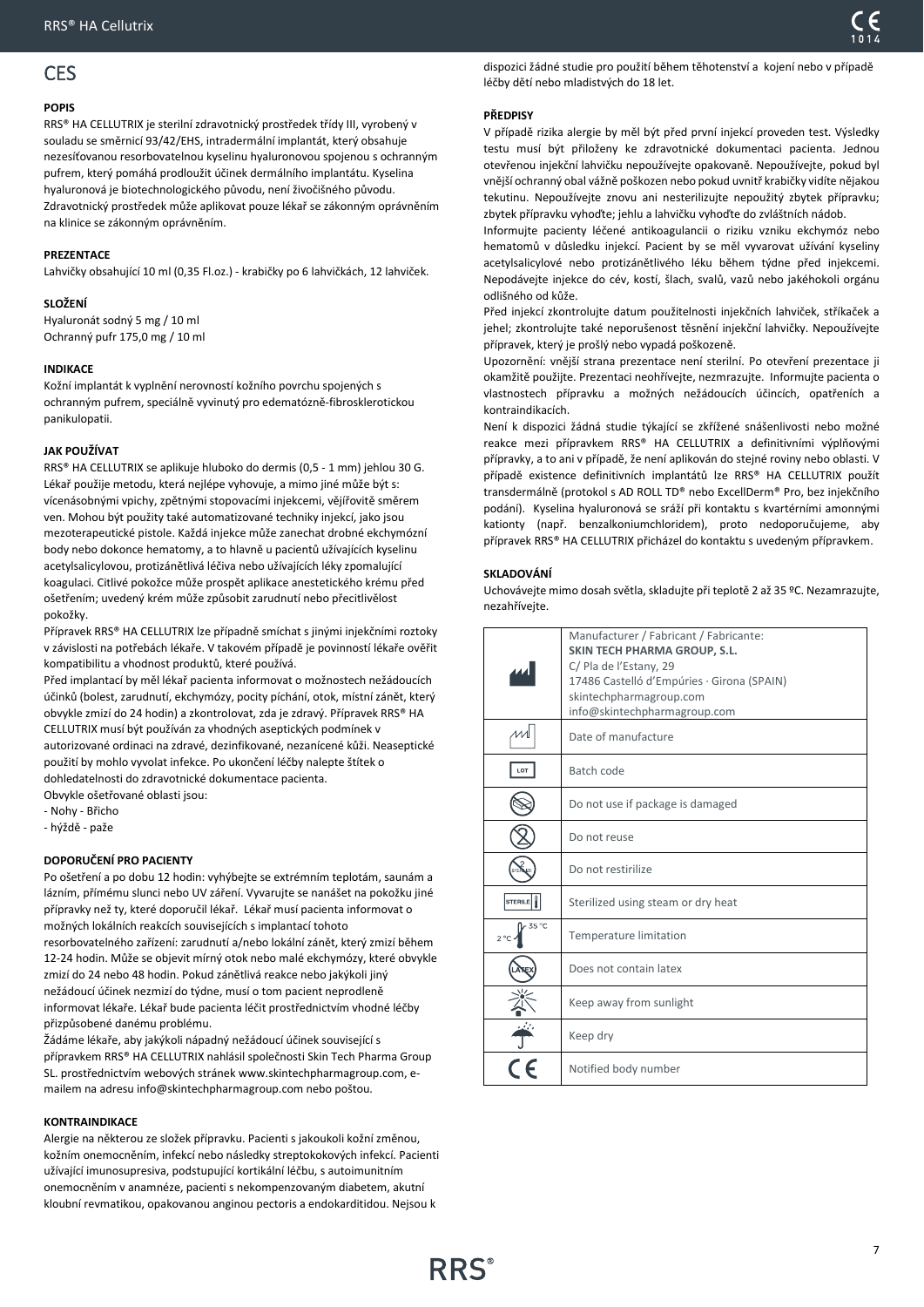# CES

**POPIS**

RRS® HA CELLUTRIX je sterilní zdravotnický prostředek třídy III, vyrobený v souladu se směrnicí 93/42/EHS, intradermální implantát, který obsahuje nezesíťovanou resorbovatelnou kyselinu hyaluronovou spojenou s ochranným pufrem, který pomáhá prodloužit účinek dermálního implantátu. Kyselina hyaluronová je biotechnologického původu, není živočišného původu. Zdravotnický prostředek může aplikovat pouze lékař se zákonným oprávněním na klinice se zákonným oprávněním.

**PREZENTACE**

Lahvičky obsahující 10 ml (0,35 Fl.oz.) - krabičky po 6 lahvičkách, 12 lahviček.

**SLOŽENÍ**

Hyaluronát sodný 5 mg / 10 ml
Ochranný pufr 175,0 mg / 10 ml

**INDIKACE**

Kožní implantát k vyplnění nerovností kožního povrchu spojených s ochranným pufrem, speciálně vyvinutý pro edematózně-fibrosklerotickou panikulopatii.

**JAK POUŽÍVAT**

RRS® HA CELLUTRIX se aplikuje hluboko do dermis (0,5 - 1 mm) jehlou 30 G. Lékař použije metodu, která nejlépe vyhovuje, a mimo jiné může být s: vícenásobnými vpichy, zpětnými stopovacími injekcemi, vějířovitě směrem ven. Mohou být použity také automatizované techniky injekcí, jako jsou mezoterapeutické pistole. Každá injekce může zanechat drobné ekchymózní body nebo dokonce hematomy, a to hlavně u pacientů užívajících kyselinu acetylsalicylovou, protizánětlivá léčiva nebo užívajících léky zpomalující koagulaci. Citlivé pokožce může prospět aplikace anestetického krému před ošetřením; uvedený krém může způsobit zarudnutí nebo přecitlivělost pokožky.

Přípravek RRS® HA CELLUTRIX lze případně smíchat s jinými injekčními roztoky v závislosti na potřebách lékaře. V takovém případě je povinností lékaře ověřit kompatibilitu a vhodnost produktů, které používá.

Před implantací by měl lékař pacienta informovat o možnostech nežádoucích účinků (bolest, zarudnutí, ekchymózy, pocity píchání, otok, místní zánět, který obvykle zmizí do 24 hodin) a zkontrolovat, zda je zdravý. Přípravek RRS® HA CELLUTRIX musí být používán za vhodných aseptických podmínek v autorizované ordinaci na zdravé, dezinfikované, nezanícené kůži. Neaseptické použití by mohlo vyvolat infekce. Po ukončení léčby nalepte štítek o dohledatelnosti do zdravotnické dokumentace pacienta.

Obvykle ošetřované oblasti jsou:
- Nohy - Břicho
- hýždě - paže

**DOPORUČENÍ PRO PACIENTY**

Po ošetření a po dobu 12 hodin: vyhýbejte se extrémním teplotám, saunám a lázním, přímému slunci nebo UV záření. Vyvarujte se nanášet na pokožku jiné přípravky než ty, které doporučil lékař. Lékař musí pacienta informovat o možných lokálních reakcích souvisejících s implantací tohoto resorbovatelného zařízení: zarudnutí a/nebo lokální zánět, který zmizí během 12-24 hodin. Může se objevit mírný otok nebo malé ekchymózy, které obvykle zmizí do 24 nebo 48 hodin. Pokud zánětlivá reakce nebo jakýkoli jiný nežádoucí účinek nezmizí do týdne, musí o tom pacient neprodleně informovat lékaře. Lékař bude pacienta léčit prostřednictvím vhodné léčby přizpůsobené danému problému.

Žádáme lékaře, aby jakýkoli nápadný nežádoucí účinek související s přípravkem RRS® HA CELLUTRIX nahlásil společnosti Skin Tech Pharma Group SL. prostřednictvím webových stránek www.skintechpharmagroup.com, e-mailem na adresu info@skintechpharmagroup.com nebo poštou.

**KONTRAINDIKACE**

Alergie na některou ze složek přípravku. Pacienti s jakoukoli kožní změnou, kožním onemocněním, infekcí nebo následky streptokokových infekcí. Pacienti užívající imunosupresiva, podstupující kortikální léčbu, s autoimunitním onemocněním v anamnéze, pacienti s nekompenzovaným diabetem, akutní kloubní revmatikou, opakovanou anginou pectoris a endokarditidou. Nejsou k dispozici žádné studie pro použití během těhotenství a kojení nebo v případě léčby dětí nebo mladistvých do 18 let.

**PŘEDPISY**

V případě rizika alergie by měl být před první injekcí proveden test. Výsledky testu musí být přiloženy ke zdravotnické dokumentaci pacienta. Jednou otevřenou injekční lahvičku nepoužívejte opakovaně. Nepoužívejte, pokud byl vnější ochranný obal vážně poškozen nebo pokud uvnitř krabičky vidíte nějakou tekutinu. Nepoužívejte znovu ani nesterilizujte nepoužitý zbytek přípravku; zbytek přípravku vyhoďte; jehlu a lahvičku vyhoďte do zvláštního nádob.

Informujte pacienty léčené antikoagulancii o riziku vzniku ekchymóz nebo hematomů v důsledku injekcí. Pacient by se měl vyvarovat užívání kyseliny acetylsalicylové nebo protizánětlivého léku během týdne před injekcemi. Nepodávejte injekce do cév, kostí, šlach, svalů, vazů nebo jakéhokoli orgánu odlišného od kůže.

Před injekcí zkontrolujte datum použitelnosti injekčních lahviček, stříkaček a jehel; zkontrolujte také neporušenost těsnění injekční lahvičky. Nepoužívejte přípravek, který je prošlý nebo vypadá poškozeně.

Upozornění: vnější strana prezentace není sterilní. Po otevření prezentace ji okamžitě použijte. Prezentaci neohřívejte, nezmrazujte. Informujte pacienta o vlastnostech přípravku a možných nežádoucích účincích, opatřeních a kontraindikacích.

Není k dispozici žádná studie týkající se zkřížené snášenlivosti nebo možné reakce mezi přípravkem RRS® HA CELLUTRIX a definitivními výplňovými přípravky, a to ani v případě, že není aplikován do stejné roviny nebo oblasti. V případě existence definitivních implantátů lze RRS® HA CELLUTRIX použít transdermálně (protokol s AD ROLL TD® nebo ExcellDerm® Pro, bez injekčního podání). Kyselina hyaluronová se sráží při kontaktu s kvartérními amonnými kationty (např. benzalkoniumchloridem), proto nedoporučujeme, aby přípravek RRS® HA CELLUTRIX přicházel do kontaktu s uvedeným přípravkem.

**SKLADOVÁNÍ**

Uchovávejte mimo dosah světla, skladujte při teplotě 2 až 35 ºC. Nezamrazujte, nezahřívejte.

| | |
|---|---|
| | Manufacturer / Fabricant / Fabricante: **SKIN TECH PHARMA GROUP, S.L.** C/ Pla de l'Estany, 29 17486 Castelló d'Empúries · Girona (SPAIN) skintechpharmagroup.com info@skintechpharmagroup.com |
| | Date of manufacture |
| LOT | Batch code |
| | Do not use if package is damaged |
| | Do not reuse |
| | Do not restirilize |
| STERILE | Sterilized using steam or dry heat |
| 2 °C – 35 °C | Temperature limitation |
| LATEX | Does not contain latex |
| | Keep away from sunlight |
| | Keep dry |
| CE | Notified body number |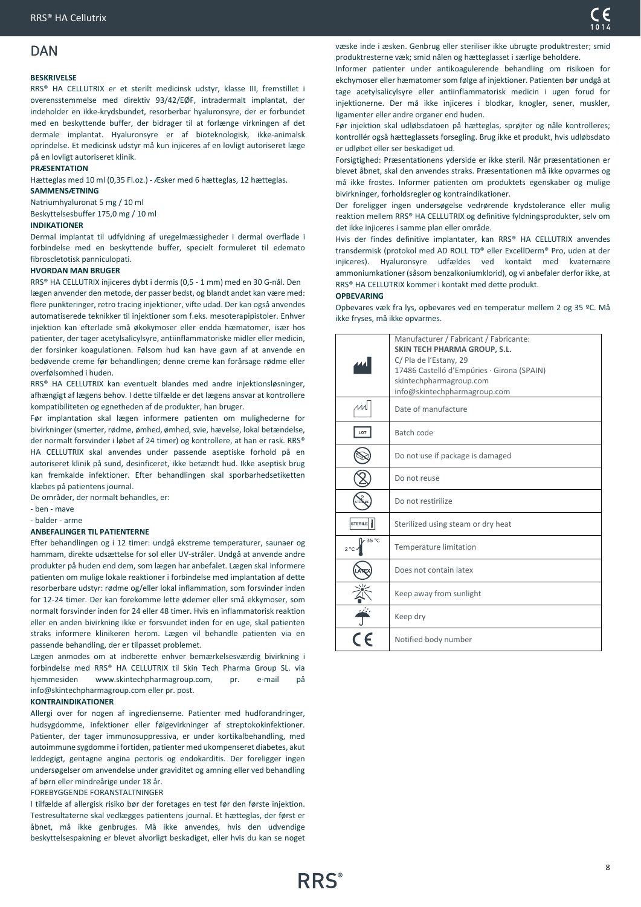# DAN

**BESKRIVELSE**

RRS® HA CELLUTRIX er et sterilt medicinsk udstyr, klasse III, fremstillet i overensstemmelse med direktiv 93/42/EØF, intradermalt implantat, der indeholder en ikke-krydsbundet, resorberbar hyaluronsyre, der er forbundet med en beskyttende buffer, der bidrager til at forlænge virkningen af det dermale implantat. Hyaluronsyre er af bioteknologisk, ikke-animalsk oprindelse. Et medicinsk udstyr må kun injiceres af en lovligt autoriseret læge på en lovligt autoriseret klinik.

**PRÆSENTATION**

Hætteglas med 10 ml (0,35 Fl.oz.) - Æsker med 6 hætteglas, 12 hætteglas.

**SAMMENSÆTNING**

Natriumhyaluronat 5 mg / 10 ml

Beskyttelsesbuffer 175,0 mg / 10 ml

**INDIKATIONER**

Dermal implantat til udfyldning af uregelmæssigheder i dermal overflade i forbindelse med en beskyttende buffer, specielt formuleret til edemato fibrosclerotisk panniculopati.

**HVORDAN MAN BRUGER**

RRS® HA CELLUTRIX injiceres dybt i dermis (0,5 - 1 mm) med en 30 G-nål. Den lægen anvender den metode, der passer bedst, og blandt andet kan være med: flere punkteringer, retro tracing injektioner, vifte udad. Der kan også anvendes automatiserede teknikker til injektioner som f.eks. mesoterapipistoler. Enhver injektion kan efterlade små økokymoser eller endda hæmatomer, især hos patienter, der tager acetylsalicylsyre, antiinflammatoriske midler eller medicin, der forsinker koagulationen. Følsom hud kan have gavn af at anvende en bedøvende creme før behandlingen; denne creme kan forårsage rødme eller overfølsomhed i huden.

RRS® HA CELLUTRIX kan eventuelt blandes med andre injektionsløsninger, afhængigt af lægens behov. I dette tilfælde er det lægens ansvar at kontrollere kompatibiliteten og egnetheden af de produkter, han bruger.

Før implantation skal lægen informere patienten om mulighederne for bivirkninger (smerter, rødme, ømhed, ømhed, svie, hævelse, lokal betændelse, der normalt forsvinder i løbet af 24 timer) og kontrollere, at han er rask. RRS® HA CELLUTRIX skal anvendes under passende aseptiske forhold på en autoriseret klinik på sund, desinficeret, ikke betændt hud. Ikke aseptisk brug kan fremkalde infektioner. Efter behandlingen skal sporbarhedsetiketten klæbes på patientens journal.

De områder, der normalt behandles, er:

- ben - mave
- balder - arme

**ANBEFALINGER TIL PATIENTERNE**

Efter behandlingen og i 12 timer: undgå ekstreme temperaturer, saunaer og hammam, direkte udsættelse for sol eller UV-stråler. Undgå at anvende andre produkter på huden end dem, som lægen har anbefalet. Lægen skal informere patienten om mulige lokale reaktioner i forbindelse med implantation af dette resorberbare udstyr: rødme og/eller lokal inflammation, som forsvinder inden for 12-24 timer. Der kan forekomme lette ødemer eller små ekkymoser, som normalt forsvinder inden for 24 eller 48 timer. Hvis en inflammatorisk reaktion eller en anden bivirkning ikke er forsvundet inden for en uge, skal patienten straks informere klinikeren herom. Lægen vil behandle patienten via en passende behandling, der er tilpasset problemet.

Lægen anmodes om at indberette enhver bemærkelsesværdig bivirkning i forbindelse med RRS® HA CELLUTRIX til Skin Tech Pharma Group SL. via hjemmesiden www.skintechpharmagroup.com, pr. e-mail på info@skintechpharmagroup.com eller pr. post.

**KONTRAINDIKATIONER**

Allergi over for nogen af ingredienserne. Patienter med hudforandringer, hudsygdomme, infektioner eller følgevirkninger af streptokokinfektioner. Patienter, der tager immunosuppressiva, er under kortikalbehandling, med autoimmune sygdomme i fortiden, patienter med ukompenseret diabetes, akut leddegigt, gentagne angina pectoris og endokarditis. Der foreligger ingen undersøgelser om anvendelse under graviditet og amning eller ved behandling af børn eller mindreårige under 18 år.

FOREBYGGENDE FORANSTALTNINGER

I tilfælde af allergisk risiko bør der foretages en test før den første injektion. Testresultaterne skal vedlægges patientens journal. Et hætteglas, der først er åbnet, må ikke genbruges. Må ikke anvendes, hvis den udvendige beskyttelsespakning er blevet alvorligt beskadiget, eller hvis du kan se noget væske inde i æsken. Genbrug eller steriliser ikke ubrugte produktrester; smid produktresterne væk; smid nålen og hætteglasset i særlige beholdere.

Informer patienter under antikoagulerende behandling om risikoen for ekchymoser eller hæmatomer som følge af injektioner. Patienten bør undgå at tage acetylsalicylsyre eller antiinflammatorisk medicin i ugen forud for injektionerne. Der må ikke injiceres i blodkar, knogler, sener, muskler, ligamenter eller andre organer end huden.

Før injektion skal udløbsdatoen på hætteglas, sprøjter og nåle kontrolleres; kontrollér også hætteglassets forsegling. Brug ikke et produkt, hvis udløbsdato er udløbet eller ser beskadiget ud.

Forsigtighed: Præsentationens yderside er ikke steril. Når præsentationen er blevet åbnet, skal den anvendes straks. Præsentationen må ikke opvarmes og må ikke frostes. Informer patienten om produktets egenskaber og mulige bivirkninger, forholdsregler og kontraindikationer.

Der foreligger ingen undersøgelse vedrørende krydstolerance eller mulig reaktion mellem RRS® HA CELLUTRIX og definitive fyldningsprodukter, selv om det ikke injiceres i samme plan eller område.

Hvis der findes definitive implantater, kan RRS® HA CELLUTRIX anvendes transdermisk (protokol med AD ROLL TD® eller ExcellDerm® Pro, uden at der injiceres). Hyaluronsyre udfældes ved kontakt med kvaternære ammoniumkationer (såsom benzalkoniumklorid), og vi anbefaler derfor ikke, at RRS® HA CELLUTRIX kommer i kontakt med dette produkt.

**OPBEVARING**

Opbevares væk fra lys, opbevares ved en temperatur mellem 2 og 35 ºC. Må ikke fryses, må ikke opvarmes.

| | |
|---|---|
| [Manufacturer symbol] | Manufacturer / Fabricant / Fabricante: **SKIN TECH PHARMA GROUP, S.L.** C/ Pla de l'Estany, 29 17486 Castelló d'Empúries · Girona (SPAIN) skintechpharmagroup.com info@skintechpharmagroup.com |
| [Date of manufacture symbol] | Date of manufacture |
| LOT | Batch code |
| [Symbol] | Do not use if package is damaged |
| [Symbol] | Do not reuse |
| [Symbol] | Do not restirilize |
| STERILE | Sterilized using steam or dry heat |
| 2 °C – 35 °C | Temperature limitation |
| LATEX | Does not contain latex |
| [Symbol] | Keep away from sunlight |
| [Symbol] | Keep dry |
| CE | Notified body number |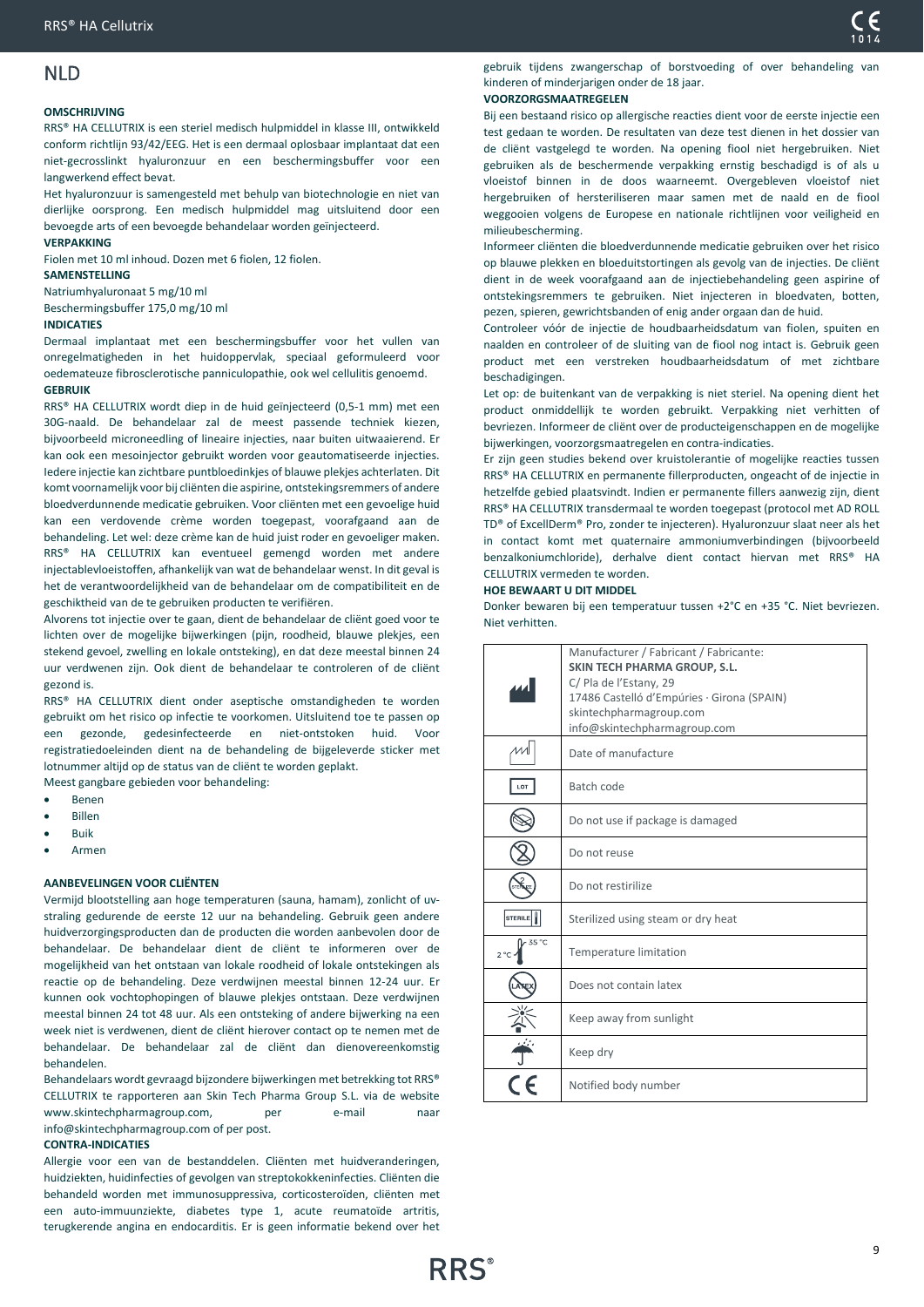# NLD

**OMSCHRIJVING**

RRS® HA CELLUTRIX is een steriel medisch hulpmiddel in klasse III, ontwikkeld conform richtlijn 93/42/EEG. Het is een dermaal oplosbaar implantaat dat een niet-gecrosslinkt hyaluronzuur en een beschermingsbuffer voor een langwerkend effect bevat.

Het hyaluronzuur is samengesteld met behulp van biotechnologie en niet van dierlijke oorsprong. Een medisch hulpmiddel mag uitsluitend door een bevoegde arts of een bevoegd behandelaar worden geïnjecteerd.

**VERPAKKING**

Fiolen met 10 ml inhoud. Dozen met 6 fiolen, 12 fiolen.

**SAMENSTELLING**

Natriumhyaluronaat 5 mg/10 ml

Beschermingsbuffer 175,0 mg/10 ml

**INDICATIES**

Dermaal implantaat met een beschermingsbuffer voor het vullen van onregelmatigheden in het huidoppervlak, speciaal geformuleerd voor oedemateuze fibrosclerotische panniculopathie, ook wel cellulitis genoemd.

**GEBRUIK**

RRS® HA CELLUTRIX wordt diep in de huid geïnjecteerd (0,5-1 mm) met een 30G-naald. De behandelaar zal de meest passende techniek kiezen, bijvoorbeeld microneedling of lineaire injecties, naar buiten uitwaaierend. Er kan ook een mesoinjector gebruikt worden voor geautomatiseerde injecties. Iedere injectie kan zichtbare puntbloedinkjes of blauwe plekjes achterlaten. Dit komt voornamelijk voor bij cliënten die aspirine, ontstekingsremmers of andere bloedverdunnende medicatie gebruiken. Voor cliënten met een gevoelige huid kan een verdovende crème worden toegepast, voorafgaand aan de behandeling. Let wel: deze crème kan de huid juist roder en gevoeliger maken. RRS® HA CELLUTRIX kan eventueel gemengd worden met andere injectablevloeistoffen, afhankelijk van wat de behandelaar wenst. In dit geval is het de verantwoordelijkheid van de behandelaar om de compatibiliteit en de geschiktheid van de te gebruiken producten te verifiëren.

Alvorens tot injectie over te gaan, dient de behandelaar de cliënt goed voor te lichten over de mogelijke bijwerkingen (pijn, roodheid, blauwe plekjes, een stekend gevoel, zwelling en lokale ontsteking), en dat deze meestal binnen 24 uur verdwenen zijn. Ook dient de behandelaar te controleren of de cliënt gezond is.

RRS® HA CELLUTRIX dient onder aseptische omstandigheden te worden gebruikt om het risico op infectie te voorkomen. Uitsluitend toe te passen op een gezonde, gedesinfecteerde en niet-ontstoken huid. Voor registratiedoeleinden dient na de behandeling de bijgeleverde sticker met lotnummer altijd op de status van de cliënt te worden geplakt.

Meest gangbare gebieden voor behandeling:

- Benen
- Billen
- Buik
- Armen

**AANBEVELINGEN VOOR CLIËNTEN**

Vermijd blootstelling aan hoge temperaturen (sauna, hamam), zonlicht of uv-straling gedurende de eerste 12 uur na behandeling. Gebruik geen andere huidverzorgingsproducten dan de producten die worden aanbevolen door de behandelaar. De behandelaar dient de cliënt te informeren over de mogelijkheid van het ontstaan van lokale roodheid of lokale ontstekingen als reactie op de behandeling. Deze verdwijnen meestal binnen 12-24 uur. Er kunnen ook vochtophopingen of blauwe plekjes ontstaan. Deze verdwijnen meestal binnen 24 tot 48 uur. Als een ontsteking of andere bijwerking na een week niet is verdwenen, dient de cliënt hierover contact op te nemen met de behandelaar. De behandelaar zal de cliënt dan dienovereenkomstig behandelen.

Behandelaars wordt gevraagd bijzondere bijwerkingen met betrekking tot RRS® CELLUTRIX te rapporteren aan Skin Tech Pharma Group S.L. via de website www.skintechpharmagroup.com, per e-mail naar info@skintechpharmagroup.com of per post.

**CONTRA-INDICATIES**

Allergie voor een van de bestanddelen. Cliënten met huidveranderingen, huidziekten, huidinfecties of gevolgen van streptokokkeninfecties. Cliënten die behandeld worden met immunosuppressiva, corticosteroïden, cliënten met een auto-immuunziekte, diabetes type 1, acute reumatoïde artritis, terugkerende angina en endocarditis. Er is geen informatie bekend over het gebruik tijdens zwangerschap of borstvoeding of over behandeling van kinderen of minderjarigen onder de 18 jaar.

**VOORZORGSMAATREGELEN**

Bij een bestaand risico op allergische reacties dient voor de eerste injectie een test gedaan te worden. De resultaten van deze test dienen in het dossier van de cliënt vastgelegd te worden. Na opening fiool niet hergebruiken. Niet gebruiken als de beschermende verpakking ernstig beschadigd is of als u vloeistof binnen in de doos waarneemt. Overgebleven vloeistof niet hergebruiken of hersteriliseren maar samen met de naald en de fiool weggooien volgens de Europese en nationale richtlijnen voor veiligheid en milieubescherming.

Informeer cliënten die bloedverdunnende medicatie gebruiken over het risico op blauwe plekken en bloeduitstortingen als gevolg van de injecties. De cliënt dient in de week voorafgaand aan de injectiebehandeling geen aspirine of ontstekingsremmers te gebruiken. Niet injecteren in bloedvaten, botten, pezen, spieren, gewrichtsbanden of enig ander orgaan dan de huid.

Controleer vóór de injectie de houdbaarheidsdatum van fiolen, spuiten en naalden en controleer of de sluiting van de fiool nog intact is. Gebruik geen product met een verstreken houdbaarheidsdatum of met zichtbare beschadigingen.

Let op: de buitenkant van de verpakking is niet steriel. Na opening dient het product onmiddellijk te worden gebruikt. Verpakking niet verhitten of bevriezen. Informeer de cliënt over de producteigenschappen en de mogelijke bijwerkingen, voorzorgsmaatregelen en contra-indicaties.

Er zijn geen studies bekend over kruistolerantie of mogelijke reacties tussen RRS® HA CELLUTRIX en permanente fillerproducten, ongeacht of de injectie in hetzelfde gebied plaatsvindt. Indien er permanente fillers aanwezig zijn, dient RRS® HA CELLUTRIX transdermaal te worden toegepast (protocol met AD ROLL TD® of ExcellDerm® Pro, zonder te injecteren). Hyaluronzuur slaat neer als het in contact komt met quaternaire ammoniumverbindingen (bijvoorbeeld benzalkoniumchloride), derhalve dient contact hiervan met RRS® HA CELLUTRIX vermeden te worden.

**HOE BEWAART U DIT MIDDEL**

Donker bewaren bij een temperatuur tussen +2°C en +35 °C. Niet bevriezen. Niet verhitten.

| Symbol | Description |
|---|---|
| | Manufacturer / Fabricant / Fabricante: **SKIN TECH PHARMA GROUP, S.L.** C/ Pla de l'Estany, 29 17486 Castelló d'Empúries · Girona (SPAIN) skintechpharmagroup.com info@skintechpharmagroup.com |
| | Date of manufacture |
| LOT | Batch code |
| | Do not use if package is damaged |
| | Do not reuse |
| STERILE | Do not restirilize |
| STERILE | Sterilized using steam or dry heat |
| 2 °C – 35 °C | Temperature limitation |
| LATEX | Does not contain latex |
| | Keep away from sunlight |
| | Keep dry |
| CE | Notified body number |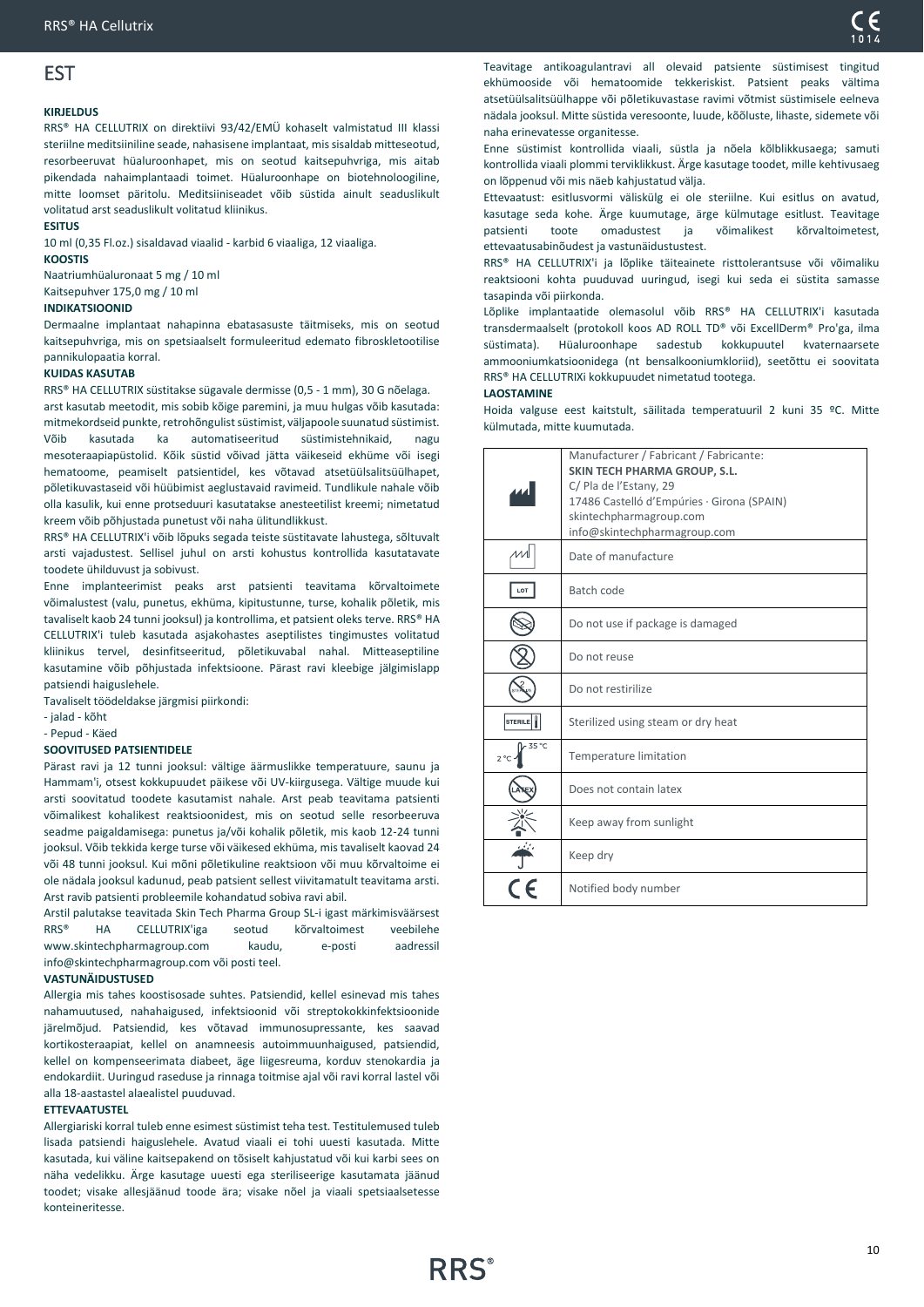## EST

**KIRJELDUS**

RRS® HA CELLUTRIX on direktiivi 93/42/EMÜ kohaselt valmistatud III klassi steriilne meditsiiniline seade, nahasisene implantaat, mis sisaldab mitteseotud, resorbeeruvat hüaluroonhapet, mis on seotud kaitsepuhvriga, mis aitab pikendada nahaimplantaadi toimet. Hüaluroonhape on biotehnoloogiline, mitte loomset päritolu. Meditsiiniseadet võib süstida ainult seaduslikult volitatud arst seaduslikult volitatud kliinikus.

**ESITUS**

10 ml (0,35 Fl.oz.) sisaldavad viaalid - karbid 6 viaaliga, 12 viaaliga.

**KOOSTIS**

Naatriumhüaluronaat 5 mg / 10 ml

Kaitsepuhver 175,0 mg / 10 ml

**INDIKATSIOONID**

Dermaalne implantaat nahapinna ebatasasuste täitmiseks, mis on seotud kaitsepuhvriga, mis on spetsiaalselt formuleeritud edemato fibroskletootilise pannikulopaatia korral.

**KUIDAS KASUTAB**

RRS® HA CELLUTRIX süstitakse sügavale dermisse (0,5 - 1 mm), 30 G nõelaga.

arst kasutab meetodit, mis sobib kõige paremini, ja muu hulgas võib kasutada: mitmekordseid punkte, retrohõngulist süstimist, väljapoole suunatud süstimist. Võib kasutada ka automatiseeritud süstimistehnikaid, nagu mesoteraapiapüstolid. Kõik süstid võivad jätta väikeseid ekhüme või isegi hematoome, peamiselt patsientidel, kes võtavad atsetüülsalitsüülhapet, põletikuvastaseid või hüübimist aeglustavaid ravimeid. Tundlikule nahale võib olla kasulik, kui enne protseduuri kasutatakse anesteetilist kreemi; nimetatud kreem võib põhjustada punetust või naha ülitundlikkust.

RRS® HA CELLUTRIX'i võib lõpuks segada teiste süstitavate lahustega, sõltuvalt arsti vajadustest. Sellisel juhul on arsti kohustus kontrollida kasutatavate toodete ühilduvust ja sobivust.

Enne implanteerimist peaks arst patsienti teavitama kõrvaltoimete võimalustest (valu, punetus, ekhüma, kipitustunne, turse, kohalik põletik, mis tavaliselt kaob 24 tunni jooksul) ja kontrollima, et patsient oleks terve. RRS® HA CELLUTRIX'i tuleb kasutada asjakohastes aseptilistes tingimustes volitatud kliinikus tervel, desinfitseeritud, põletikuvabal nahal. Mitteaseptiline kasutamine võib põhjustada infektsioone. Pärast ravi kleebige jälgimislapp patsiendi haiguslehele.

Tavaliselt töödeldakse järgmisi piirkondi:

- jalad - kõht
- Pepud - Käed

**SOOVITUSED PATSIENTIDELE**

Pärast ravi ja 12 tunni jooksul: vältige äärmuslikke temperatuure, saunu ja Hammam'i, otsest kokkupuudet päikese või UV-kiirgusega. Vältige muude kui arsti soovitatud toodete kasutamist nahale. Arst peab teavitama patsienti võimalikest kohalikest reaktsioonidest, mis on seotud selle resorbeeruva seadme paigaldamisega: punetus ja/või kohalik põletik, mis kaob 12-24 tunni jooksul. Võib tekkida kerge turse või väikesed ekhüma, mis tavaliselt kaovad 24 või 48 tunni jooksul. Kui mõni põletikuline reaktsioon või muu kõrvaltoime ei ole nädala jooksul kadunud, peab patsient sellest viivitamatult teavitama arsti. Arst ravib patsienti probleemile kohandatud sobiva ravi abil.

Arstil palutakse teavitada Skin Tech Pharma Group SL-i igast märkimisväärsest RRS® HA CELLUTRIX'iga seotud kõrvaltoimest veebilehe www.skintechpharmagroup.com kaudu, e-posti aadressil info@skintechpharmagroup.com või posti teel.

**VASTUNÄIDUSTUSED**

Allergia mis tahes koostisosade suhtes. Patsiendid, kellel esinevad mis tahes nahamuutused, nahahaigused, infektsioonid või streptokokkinfektsioonide järelmõjud. Patsiendid, kes võtavad immunosupressante, kes saavad kortikosteraapiat, kellel on anamneesis autoimmuunhaigused, patsiendid, kellel on kompenseerimata diabeet, äge liigesreuma, korduv stenokardia ja endokardiit. Uuringud raseduse ja rinnaga toitmise ajal või ravi korral lastel või alla 18-aastastel alaealistel puuduvad.

**ETTEVAATUSTEL**

Allergiariski korral tuleb enne esimest süstimist teha test. Testitulemused tuleb lisada patsiendi haiguslehele. Avatud viaali ei tohi uuesti kasutada. Mitte kasutada, kui väline kaitsepakend on tõsiselt kahjustatud või kui karbi sees on näha vedelikku. Ärge kasutage uuesti ega steriliseerige kasutamata jäänud toodet; visake allesjäänud toode ära; visake nõel ja viaali spetsiaalsetesse konteineritesse.

Teavitage antikoagulantravi all olevaid patsiente süstimisest tingitud ekhümooside või hematoomide tekkeriskist. Patsient peaks vältima atsetüülsalitsüülhappe või põletikuvastase ravimi võtmist süstimisele eelneva nädala jooksul. Mitte süstida veresoonte, luude, kõõluste, lihaste, sidemete või naha erinevatesse organitesse.

Enne süstimist kontrollida viaali, süstla ja nõela kõlblikkusaega; samuti kontrollida viaali plommi terviklikkust. Ärge kasutage tooteid, mille kehtivusaeg on lõppenud või mis näeb kahjustatud välja.

Ettevaatust: esitlusvormi väliskülg ei ole steriilne. Kui esitlus on avatud, kasutage seda kohe. Ärge kuumutage, ärge külmutage esitlust. Teavitage patsienti toote omadustest ja võimalikest kõrvaltoimetest, ettevaatusabinõudest ja vastunäidustustest.

RRS® HA CELLUTRIX'i ja lõplike täiteainete risttolerantsuse või võimaliku reaktsiooni kohta puuduvad uuringud, isegi kui seda ei süstita samasse tasapinda või piirkonda.

Lõplike implantaatide olemasolul võib RRS® HA CELLUTRIX'i kasutada transdermaalselt (protokoll koos AD ROLL TD® või ExcellDerm® Pro'ga, ilma süstimata). Hüaluroonhape sadestub kokkupuutel kvaternaarsete ammooniumkatsioonidega (nt bensalkooniumkloriid), seetõttu ei soovitata RRS® HA CELLUTRIXi kokkupuudet nimetatud tootega.

**LAOSTAMINE**

Hoida valguse eest kaitstult, säilitada temperatuuril 2 kuni 35 ºC. Mitte külmutada, mitte kuumutada.

| Symbol | Meaning |
|---|---|
| Manufacturer | Manufacturer / Fabricant / Fabricante:<br>**SKIN TECH PHARMA GROUP, S.L.**<br>C/ Pla de l'Estany, 29<br>17486 Castelló d'Empúries · Girona (SPAIN)<br>skintechpharmagroup.com<br>info@skintechpharmagroup.com |
| Date of manufacture | Date of manufacture |
| LOT | Batch code |
| Damaged package | Do not use if package is damaged |
| Do not reuse | Do not reuse |
| Do not restirilize | Do not restirilize |
| STERILE | Sterilized using steam or dry heat |
| 2 °C – 35 °C | Temperature limitation |
| LATEX | Does not contain latex |
| Sunlight | Keep away from sunlight |
| Umbrella | Keep dry |
| CE | Notified body number |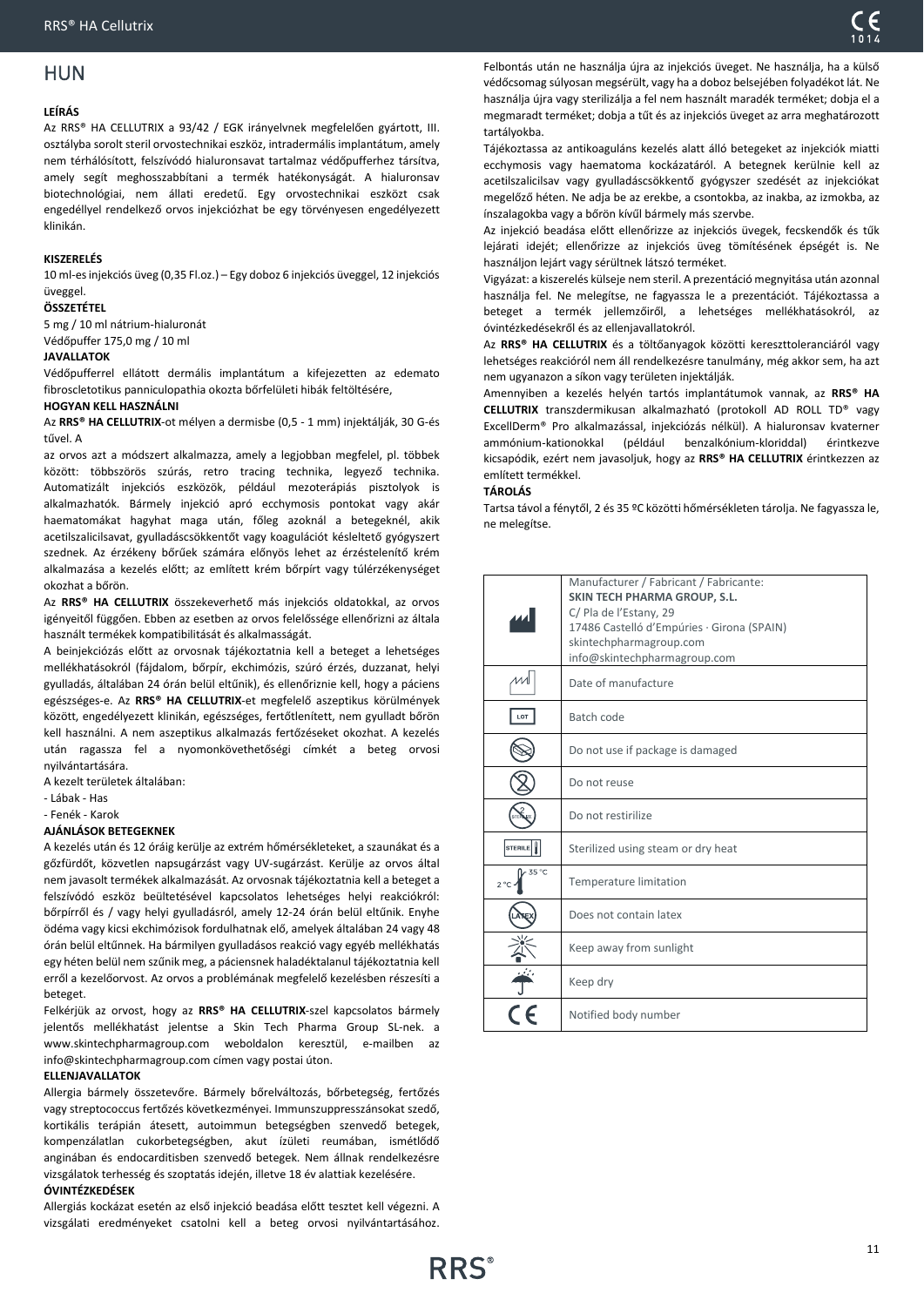## HUN

**LEÍRÁS**

Az RRS® HA CELLUTRIX a 93/42 / EGK irányelvnek megfelelően gyártott, III. osztályba sorolt steril orvostechnikai eszköz, intradermális implantátum, amely nem térhálósított, felszívódó hialuronsavat tartalmaz védőpufferhez társítva, amely segít meghosszabbítani a termék hatékonyságát. A hialuronsav biotechnológiai, nem állati eredetű. Egy orvostechnikai eszközt csak engedéllyel rendelkező orvos injekciózhat be egy törvényesen engedélyezett klinikán.

**KISZERELÉS**

10 ml-es injekciós üveg (0,35 Fl.oz.) – Egy doboz 6 injekciós üveggel, 12 injekciós üveggel.

**ÖSSZETÉTEL**

5 mg / 10 ml nátrium-hialuronát
Védőpuffer 175,0 mg / 10 ml

**JAVALLATOK**

Védőpufferrel ellátott dermális implantátum a kifejezetten az edemato fibroscletotikus panniculopathia okozta bőrfelületi hibák feltöltésére,

**HOGYAN KELL HASZNÁLNI**

Az **RRS® HA CELLUTRIX**-ot mélyen a dermisbe (0,5 - 1 mm) injektálják, 30 G-és tűvel. A

az orvos azt a módszert alkalmazza, amely a legjobban megfelel, pl. többek között: többszöröis szúrás, retro tracing technika, legyező technika. Automatizált injekciós eszközök, például mezoterápiás pisztolyok is alkalmazhatók. Bármely injekció apró ecchymosis pontokat vagy akár haematomákat hagyhat maga után, főleg azoknál a betegeknél, akik acetilszalicilsavat, gyulladáscsökkentőt vagy koagulációt késleltető gyógyszert szednek. Az érzékeny bőrűek számára előnyös lehet az érzéstelenítő krém alkalmazása a kezelés előtt; az említett krém bőrpírt vagy túlérzékenységet okozhat a bőrön.

Az **RRS® HA CELLUTRIX** összekeverhető más injekciós oldatokkal, az orvos igényeitől függően. Ebben az esetben az orvos felelőssége ellenőrizni az általa használt termékek kompatibilitását és alkalmasságát.

A beinjekciózás előtt az orvosnak tájékoztatnia kell a beteget a lehetséges mellékhatásokról (fájdalom, bőrpír, ekchimózis, szúró érzés, duzzanat, helyi gyulladás, általában 24 órán belül eltűnik), és ellenőriznie kell, hogy a páciens egészséges-e. Az **RRS® HA CELLUTRIX**-et megfelelő aszeptikus körülmények között, engedélyezett klinikán, egészséges, fertőtlenített, nem gyulladt bőrön kell használni. A nem aszeptikus alkalmazás fertőzéseket okozhat. A kezelés után ragassza fel a nyomonkövethetőségi címkét a beteg orvosi nyilvántartására.

A kezelt területek általában:

- Lábak - Has
- Fenék - Karok

**AJÁNLÁSOK BETEGEKNEK**

A kezelés után és 12 óráig kerülje az extrém hőmérsékleteket, a szaunákat és a gőzfürdőt, közvetlen napsugárzást vagy UV-sugárzást. Kerülje az orvos által nem javasolt termékek alkalmazását. Az orvosnak tájékoztatnia kell a beteget a felszívódó eszköz beültetésével kapcsolatos lehetséges helyi reakciókról: bőrpírről és / vagy helyi gyulladásról, amely 12-24 órán belül eltűnik. Enyhe ödéma vagy kicsi ekchimózisok fordulhatnak elő, amelyek általában 24 vagy 48 órán belül eltűnnek. Ha bármilyen gyulladásos reakció vagy egyéb mellékhatás egy héten belül nem szűnik meg, a páciensnek haladéktalanul tájékoztatnia kell erről a kezelőorvost. Az orvos a problémának megfelelő kezelésben részesíti a beteget.

Felkérjük az orvost, hogy az **RRS® HA CELLUTRIX**-szel kapcsolatos bármely jelentős mellékhatást jelentse a Skin Tech Pharma Group SL-nek. a www.skintechpharmagroup.com weboldalon keresztül, e-mailben az info@skintechpharmagroup.com címen vagy postai úton.

**ELLENJAVALLATOK**

Allergia bármely összetevőre. Bármely bőrelváltozás, bőrbetegség, fertőzés vagy streptococcus fertőzés következményei. Immunszuppresszánsokat szedő, kortikális terápián átesett, autoimmun betegségben szenvedő betegek, kompenzálatlan cukorbetegségben, akut ízületi reumában, ismétlődő anginában és endocarditisben szenvedő betegek. Nem állnak rendelkezésre vizsgálatok terhesség és szoptatás idején, illetve 18 év alattiak kezelésére.

**ÓVINTÉZKEDÉSEK**

Allergiás kockázat esetén az első injekció beadása előtt tesztet kell végezni. A vizsgálati eredményeket csatolni kell a beteg orvosi nyilvántartásához.

Felbontás után ne használja újra az injekciós üveget. Ne használja, ha a külső védőcsomag súlyosan megsérült, vagy ha a doboz belsejében folyadékot lát. Ne használja újra vagy sterilizálja a fel nem használt maradék terméket; dobja el a megmaradt terméket; dobja a tűt és az injekciós üveget az arra meghatározott tartályokba.

Tájékoztassa az antikoaguláns kezelés alatt álló betegeket az injekciók miatti ecchymosis vagy haematoma kockázatáról. A betegnek kerülnie kell az acetilszalicilsav vagy gyulladáscsökkentő gyógyszer szedését az injekciókat megelőző héten. Ne adja be az erekbe, a csontokba, az inakba, az izmokba, az ínszalagokba vagy a bőrön kívül bármely más szervbe.

Az injekció beadása előtt ellenőrizze az injekciós üvegek, fecskendők és tűk lejárati idejét; ellenőrizze az injekciós üveg tömítésének épségét is. Ne használjon lejárt vagy sérültnek látszó terméket.

Vigyázat: a kiszerelés külseje nem steril. A prezentáció megnyitása után azonnal használja fel. Ne melegítse, ne fagyassza le a prezentációt. Tájékoztassa a beteget a termék jellemzőiről, a lehetséges mellékhatásokról, az óvintézkedésekről és az ellenjavallatokról.

Az **RRS® HA CELLUTRIX** és a töltőanyagok közötti kereszttoleranciáról vagy lehetséges reakcióról nem áll rendelkezésre tanulmány, még akkor sem, ha azt nem ugyanazon a síkon vagy területen injektálják.

Amennyiben a kezelés helyén tartós implantátumok vannak, az **RRS® HA CELLUTRIX** transzdermikusan alkalmazható (protokoll AD ROLL TD® vagy ExcellDerm® Pro alkalmazással, injekciózás nélkül). A hialuronsav kvaterner ammónium-kationokkal (például benzalkónium-kloriddal) érintkezve kicsapódik, ezért nem javasoljuk, hogy az **RRS® HA CELLUTRIX** érintkezzen az említett termékkel.

**TÁROLÁS**

Tartsa távol a fénytől, 2 és 35 ºC közötti hőmérsékleten tárolja. Ne fagyassza le, ne melegítse.

| Symbol | Description |
|---|---|
| Manufacturer | Manufacturer / Fabricant / Fabricante:<br>**SKIN TECH PHARMA GROUP, S.L.**<br>C/ Pla de l'Estany, 29<br>17486 Castelló d'Empúries · Girona (SPAIN)<br>skintechpharmagroup.com<br>info@skintechpharmagroup.com |
| | Date of manufacture |
| LOT | Batch code |
| | Do not use if package is damaged |
| | Do not reuse |
| STERILIZE | Do not restirilize |
| STERILE | Sterilized using steam or dry heat |
| 2 °C – 35 °C | Temperature limitation |
| LATEX | Does not contain latex |
| | Keep away from sunlight |
| | Keep dry |
| CE | Notified body number |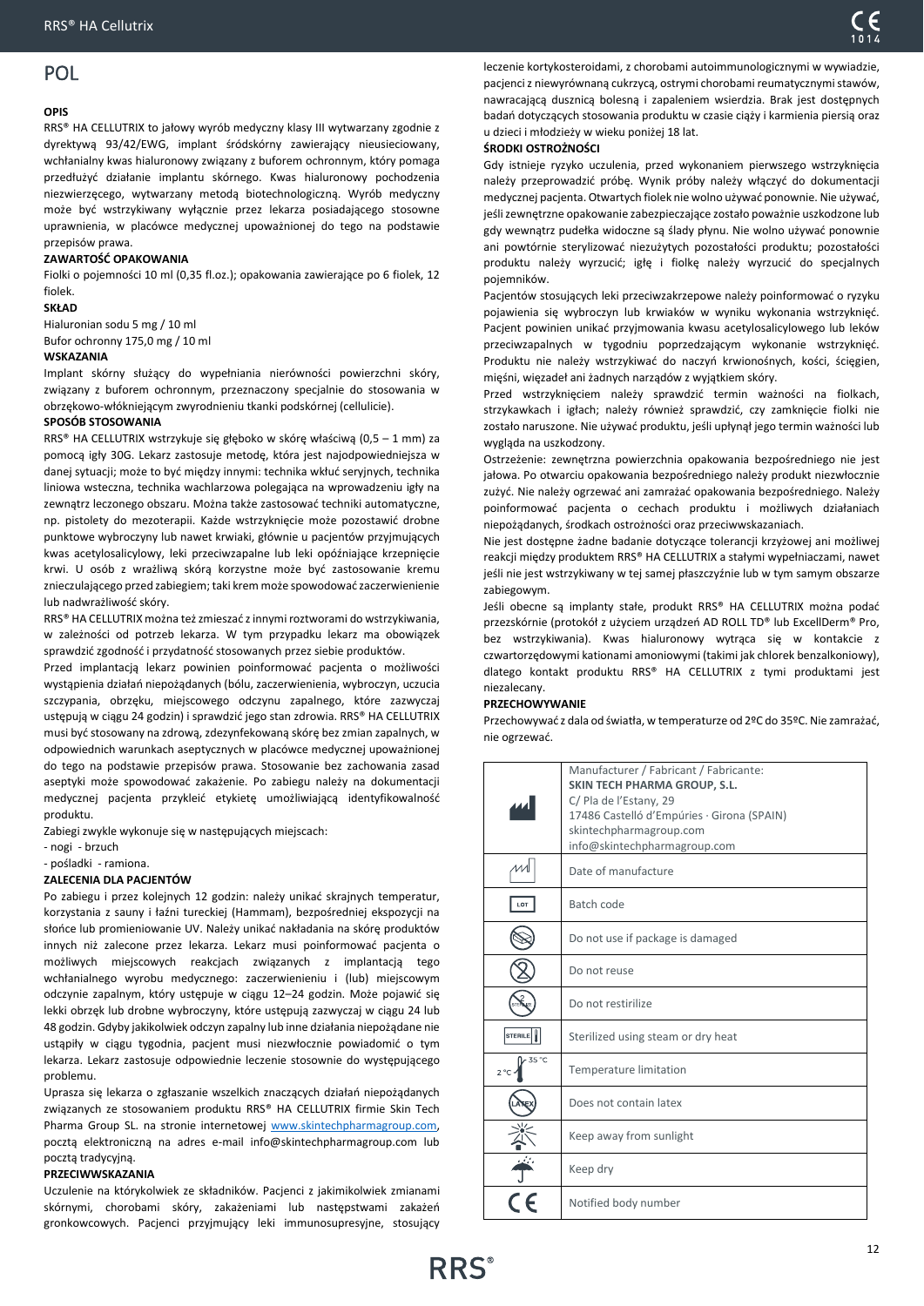# POL

**OPIS**

RRS® HA CELLUTRIX to jałowy wyrób medyczny klasy III wytwarzany zgodnie z dyrektywą 93/42/EWG, implant śródskórny zawierający nieusieciowany, wchłanialny kwas hialuronowy związany z buforem ochronnym, który pomaga przedłużyć działanie implantu skórnego. Kwas hialuronowy pochodzenia niezwierzęcego, wytwarzany metodą biotechnologiczną. Wyrób medyczny może być wstrzykiwany wyłącznie przez lekarza posiadającego stosowne uprawnienia, w placówce medycznej upoważnionej do tego na podstawie przepisów prawa.

**ZAWARTOŚĆ OPAKOWANIA**

Fiolki o pojemności 10 ml (0,35 fl.oz.); opakowania zawierające po 6 fiolek, 12 fiolek.

**SKŁAD**

Hialuronian sodu 5 mg / 10 ml
Bufor ochronny 175,0 mg / 10 ml

**WSKAZANIA**

Implant skórny służący do wypełniania nierówności powierzchni skóry, związany z buforem ochronnym, przeznaczony specjalnie do stosowania w obrzękowo-włókniejącym zwyrodnieniu tkanki podskórnej (cellulicie).

**SPOSÓB STOSOWANIA**

RRS® HA CELLUTRIX wstrzykuje się głęboko w skórę właściwą (0,5 – 1 mm) za pomocą igły 30G. Lekarz zastosuje metodę, która jest najodpowiedniejsza w danej sytuacji; może to być między innymi: technika wkłuć seryjnych, technika liniowa wsteczna, technika wachlarzowa polegająca na wprowadzeniu igły na zewnątrz leczonego obszaru. Można także zastosować techniki automatyczne, np. pistolety do mezoterapii. Każde wstrzyknięcie może pozostawić drobne punktowe wybroczyny lub nawet krwiaki, głównie u pacjentów przyjmujących kwas acetylosalicylowy, leki przeciwzapalne lub leki opóźniające krzepnięcie krwi. U osób z wrażliwą skórą korzystne może być zastosowanie kremu znieczulającego przed zabiegiem; taki krem może spowodować zaczerwienienie lub nadwrażliwość skóry.

RRS® HA CELLUTRIX można też zmieszać z innymi roztworami do wstrzykiwania, w zależności od potrzeb lekarza. W tym przypadku lekarz ma obowiązek sprawdzić zgodność i przydatność stosowanych przez siebie produktów.

Przed implantacją lekarz powinien poinformować pacjenta o możliwości wystąpienia działań niepożądanych (bólu, zaczerwienienia, wybroczyn, uczucia szczypania, obrzęku, miejscowego odczynu zapalnego, które zazwyczaj ustępują w ciągu 24 godzin) i sprawdzić jego stan zdrowia. RRS® HA CELLUTRIX musi być stosowany na zdrową, zdezynfekowaną skórę bez zmian zapalnych, w odpowiednich warunkach aseptycznych w placówce medycznej upoważnionej do tego na podstawie przepisów prawa. Stosowanie bez zachowania zasad aseptyki może spowodować zakażenie. Po zabiegu należy na dokumentacji medycznej pacjenta przykleić etykietę umożliwiającą identyfikowalność produktu.

Zabiegi zwykle wykonuje się w następujących miejscach:
- nogi - brzuch
- pośladki - ramiona.

**ZALECENIA DLA PACJENTÓW**

Po zabiegu i przez kolejnych 12 godzin: należy unikać skrajnych temperatur, korzystania z sauny i łaźni tureckiej (Hammam), bezpośredniej ekspozycji na słońce lub promieniowanie UV. Należy unikać nakładania na skórę produktów innych niż zalecone przez lekarza. Lekarz musi poinformować pacjenta o możliwych miejscowych reakcjach związanych z implantacją tego wchłanialnego wyrobu medycznego: zaczerwienieniu i (lub) miejscowym odczynie zapalnym, który ustępuje w ciągu 12–24 godzin. Może pojawić się lekki obrzęk lub drobne wybroczyny, które ustępują zazwyczaj w ciągu 24 lub 48 godzin. Gdyby jakikolwiek odczyn zapalny lub inne działania niepożądane nie ustąpiły w ciągu tygodnia, pacjent musi niezwłocznie powiadomić o tym lekarza. Lekarz zastosuje odpowiednie leczenie stosowne do występującego problemu.

Uprasza się lekarza o zgłaszanie wszelkich znaczących działań niepożądanych związanych ze stosowaniem produktu RRS® HA CELLUTRIX firmie Skin Tech Pharma Group SL. na stronie internetowej www.skintechpharmagroup.com, pocztą elektroniczną na adres e-mail info@skintechpharmagroup.com lub pocztą tradycyjną.

**PRZECIWWSKAZANIA**

Uczulenie na którykolwiek ze składników. Pacjenci z jakimikolwiek zmianami skórnymi, chorobami skóry, zakażeniami lub następstwami zakażeń gronkowcowych. Pacjenci przyjmujący leki immunosupresyjne, stosujący leczenie kortykosteroidami, z chorobami autoimmunologicznymi w wywiadzie, pacjenci z niewyrównaną cukrzycą, ostrymi chorobami reumatycznymi stawów, nawracającą dusznicą bolesną i zapaleniem wsierdzia. Brak jest dostępnych badań dotyczących stosowania produktu w czasie ciąży i karmienia piersią oraz u dzieci i młodzieży w wieku poniżej 18 lat.

**ŚRODKI OSTROŻNOŚCI**

Gdy istnieje ryzyko uczulenia, przed wykonaniem pierwszego wstrzyknięcia należy przeprowadzić próbę. Wynik próby należy włączyć do dokumentacji medycznej pacjenta. Otwartych fiolek nie wolno używać ponownie. Nie używać, jeśli zewnętrzne opakowanie zabezpieczające zostało poważnie uszkodzone lub gdy wewnątrz pudełka widoczne są ślady płynu. Nie wolno używać ponownie ani powtórnie sterylizować niezużytych pozostałości produktu; pozostałości produktu należy wyrzucić; igłę i fiolkę należy wyrzucić do specjalnych pojemników.

Pacjentów stosujących leki przeciwzakrzepowe należy poinformować o ryzyku pojawienia się wybroczyn lub krwiaków w wyniku wykonania wstrzyknięć. Pacjent powinien unikać przyjmowania kwasu acetylosalicylowego lub leków przeciwzapalnych w tygodniu poprzedzającym wykonanie wstrzyknięć. Produktu nie należy wstrzykiwać do naczyń krwionośnych, kości, ścięgien, mięśni, więzadeł ani żadnych narządów z wyjątkiem skóry.

Przed wstrzyknięciem należy sprawdzić termin ważności na fiolkach, strzykawkach i igłach; należy również sprawdzić, czy zamknięcie fiolki nie zostało naruszone. Nie używać produktu, jeśli upłynął jego termin ważności lub wygląda na uszkodzony.

Ostrzeżenie: zewnętrzna powierzchnia opakowania bezpośredniego nie jest jałowa. Po otwarciu opakowania bezpośredniego należy produkt niezwłocznie zużyć. Nie należy ogrzewać ani zamrażać opakowania bezpośredniego. Należy poinformować pacjenta o cechach produktu i możliwych działaniach niepożądanych, środkach ostrożności oraz przeciwwskazaniach.

Nie jest dostępne żadne badanie dotyczące tolerancji krzyżowej ani możliwej reakcji między produktem RRS® HA CELLUTRIX a stałymi wypełniaczami, nawet jeśli nie jest wstrzykiwany w tej samej płaszczyźnie lub w tym samym obszarze zabiegowym.

Jeśli obecne są implanty stałe, produkt RRS® HA CELLUTRIX można podać przezskórnie (protokół z użyciem urządzeń AD ROLL TD® lub ExcellDerm® Pro, bez wstrzykiwania). Kwas hialuronowy wytrąca się w kontakcie z czwartorzędowymi kationami amoniowymi (takimi jak chlorek benzalkoniowy), dlatego kontakt produktu RRS® HA CELLUTRIX z tymi produktami jest niezalecany.

**PRZECHOWYWANIE**

Przechowywać z dala od światła, w temperaturze od 2ºC do 35ºC. Nie zamrażać, nie ogrzewać.

| Symbol | Description |
|---|---|
| | Manufacturer / Fabricant / Fabricante:<br>**SKIN TECH PHARMA GROUP, S.L.**<br>C/ Pla de l'Estany, 29<br>17486 Castelló d'Empúries · Girona (SPAIN)<br>skintechpharmagroup.com<br>info@skintechpharmagroup.com |
| | Date of manufacture |
| LOT | Batch code |
| | Do not use if package is damaged |
| | Do not reuse |
| | Do not restirilize |
| STERILE | Sterilized using steam or dry heat |
| 2 °C – 35 °C | Temperature limitation |
| LATEX | Does not contain latex |
| | Keep away from sunlight |
| | Keep dry |
| CE | Notified body number |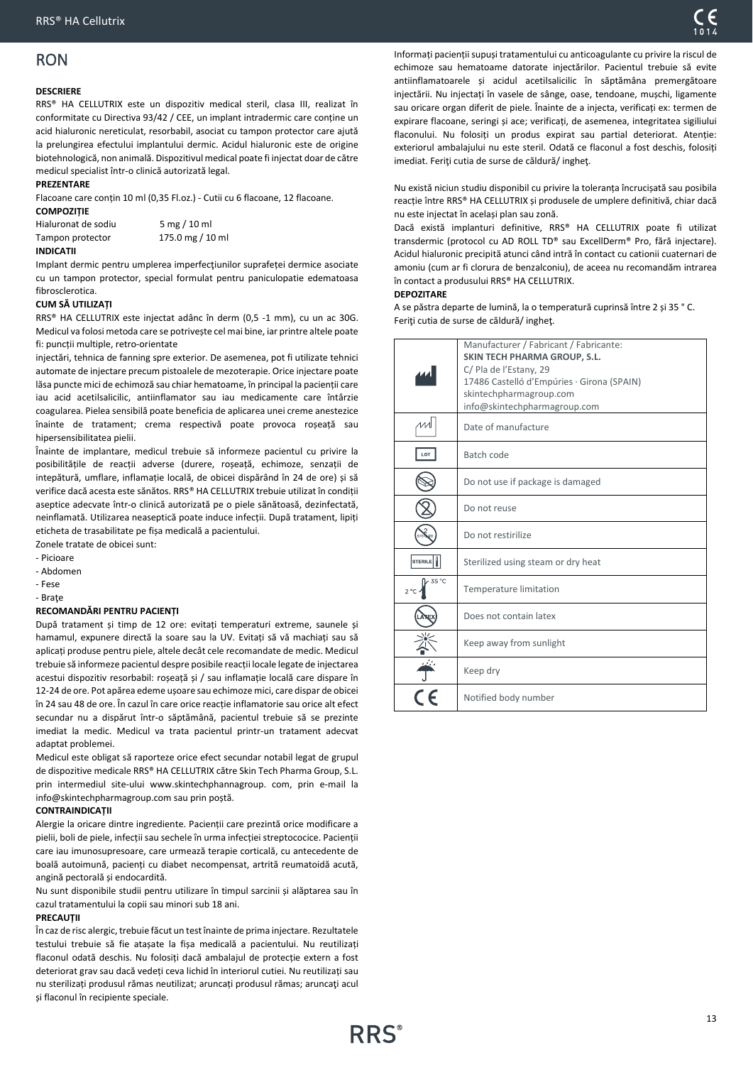# RON

**DESCRIERE**

RRS® HA CELLUTRIX este un dispozitiv medical steril, clasa III, realizat în conformitate cu Directiva 93/42 / CEE, un implant intradermic care conține un acid hialuronic nereticulat, resorbabil, asociat cu tampon protector care ajută la prelungirea efectului implantului dermic. Acidul hialuronic este de origine biotehnologică, non animală. Dispozitivul medical poate fi injectat doar de către medicul specialist într-o clinică autorizată legal.

**PREZENTARE**

Flacoane care conțin 10 ml (0,35 Fl.oz.) - Cutii cu 6 flacoane, 12 flacoane.

**COMPOZIȚIE**

| | |
|---|---|
| Hialuronat de sodiu | 5 mg / 10 ml |
| Tampon protector | 175.0 mg / 10 ml |

**INDICATII**

Implant dermic pentru umplerea imperfecţiunilor suprafeței dermice asociate cu un tampon protector, special formulat pentru paniculopatie edematoasa fibrosclerotica.

**CUM SĂ UTILIZAȚI**

RRS® HA CELLUTRIX este injectat adânc în derm (0,5 -1 mm), cu un ac 30G. Medicul va folosi metoda care se potrivește cel mai bine, iar printre altele poate fi: puncții multiple, retro-orientate

injectări, tehnica de fanning spre exterior. De asemenea, pot fi utilizate tehnici automate de injectare precum pistoalele de mezoterapie. Orice injectare poate lăsa puncte mici de echimoză sau chiar hematoame, în principal la pacienții care iau acid acetilsalicilic, antiinflamator sau iau medicamente care întârzie coagularea. Pielea sensibilă poate beneficia de aplicarea unei creme anestezice înainte de tratament; crema respectivă poate provoca roșeață sau hipersensibilitatea pielii.

Înainte de implantare, medicul trebuie să informeze pacientul cu privire la posibilitățile de reacții adverse (durere, roșeață, echimoze, senzații de intepătură, umflare, inflamație locală, de obicei dispărând în 24 de ore) și să verifice dacă acesta este sănătos. RRS® HA CELLUTRIX trebuie utilizat în condiții aseptice adecvate într-o clinică autorizată pe o piele sănătoasă, dezinfectată, neinflamată. Utilizarea neaseptică poate induce infecții. După tratament, lipiți eticheta de trasabilitate pe fișa medicală a pacientului.

Zonele tratate de obicei sunt:

- Picioare
- Abdomen
- Fese
- Braţe

**RECOMANDĂRI PENTRU PACIENȚI**

După tratament și timp de 12 ore: evitați temperaturi extreme, saunele și hamamul, expunere directă la soare sau la UV. Evitați să vă machiați sau să aplicați produse pentru piele, altele decât cele recomandate de medic. Medicul trebuie să informeze pacientul despre posibile reacții locale legate de injectarea acestui dispozitiv resorbabil: roșeață și / sau inflamație locală care dispare în 12-24 de ore. Pot apărea edeme ușoare sau echimoze mici, care dispar de obicei în 24 sau 48 de ore. În cazul în care orice reacție inflamatorie sau orice alt efect secundar nu a dispărut într-o săptămână, pacientul trebuie să se prezinte imediat la medic. Medicul va trata pacientul printr-un tratament adecvat adaptat problemei.

Medicul este obligat să raporteze orice efect secundar notabil legat de grupul de dispozitive medicale RRS® HA CELLUTRIX către Skin Tech Pharma Group, S.L. prin intermediul site-ului www.skintechphannagroup. com, prin e-mail la info@skintechpharmagroup.com sau prin poștă.

**CONTRAINDICAȚII**

Alergie la oricare dintre ingrediente. Pacienții care prezintă orice modificare a pielii, boli de piele, infecții sau sechele în urma infecției streptococice. Pacienții care iau imunosupresoare, care urmează terapie corticală, cu antecedente de boală autoimună, pacienți cu diabet necompensat, artrită reumatoidă acută, angină pectorală și endocardită.

Nu sunt disponibile studii pentru utilizare în timpul sarcinii și alăptarea sau în cazul tratamentului la copii sau minori sub 18 ani.

**PRECAUȚII**

În caz de risc alergic, trebuie făcut un test înainte de prima injectare. Rezultatele testului trebuie să fie atașate la fișa medicală a pacientului. Nu reutilizați flaconul odată deschis. Nu folosiți dacă ambalajul de protecție extern a fost deteriorat grav sau dacă vedeți ceva lichid în interiorul cutiei. Nu reutilizați sau nu sterilizați produsul rămas neutilizat; aruncați produsul rămas; aruncați acul și flaconul în recipiente speciale.

Informați pacienții supuși tratamentului cu anticoagulante cu privire la riscul de echimoze sau hematoame datorate injectărilor. Pacientul trebuie să evite antiinflamatoarele și acidul acetilsalicilic în săptămâna premergătoare injectării. Nu injectați în vasele de sânge, oase, tendoane, mușchi, ligamente sau oricare organ diferit de piele. Înainte de a injecta, verificați ex: termen de expirare flacoane, seringi și ace; verificați, de asemenea, integritatea sigiliului flaconului. Nu folosiți un produs expirat sau partial deteriorat. Atenție: exteriorul ambalajului nu este steril. Odată ce flaconul a fost deschis, folosiți imediat. Feriţi cutia de surse de căldură/ ingheţ.

Nu există niciun studiu disponibil cu privire la toleranța încrucișată sau posibila reacție între RRS® HA CELLUTRIX și produsele de umplere definitivă, chiar dacă nu este injectat în același plan sau zonă.

Dacă există implanturi definitive, RRS® HA CELLUTRIX poate fi utilizat transdermic (protocol cu AD ROLL TD® sau ExcellDerm® Pro, fără injectare). Acidul hialuronic precipită atunci când intră în contact cu cationii cuaternari de amoniu (cum ar fi clorura de benzalconiu), de aceea nu recomandăm intrarea în contact a produsului RRS® HA CELLUTRIX.

**DEPOZITARE**

A se păstra departe de lumină, la o temperatură cuprinsă între 2 și 35 ° C.
Feriţi cutia de surse de căldură/ ingheţ.

| Symbol | Meaning |
|---|---|
| Manufacturer | Manufacturer / Fabricant / Fabricante: **SKIN TECH PHARMA GROUP, S.L.** C/ Pla de l'Estany, 29 17486 Castelló d'Empúries · Girona (SPAIN) skintechpharmagroup.com info@skintechpharmagroup.com |
| Date of manufacture | Date of manufacture |
| LOT | Batch code |
| Do not use if package is damaged | Do not use if package is damaged |
| Do not reuse | Do not reuse |
| Do not resterilize | Do not restirilize |
| STERILE | Sterilized using steam or dry heat |
| 2 °C – 35 °C | Temperature limitation |
| LATEX | Does not contain latex |
| Keep away from sunlight | Keep away from sunlight |
| Keep dry | Keep dry |
| CE | Notified body number |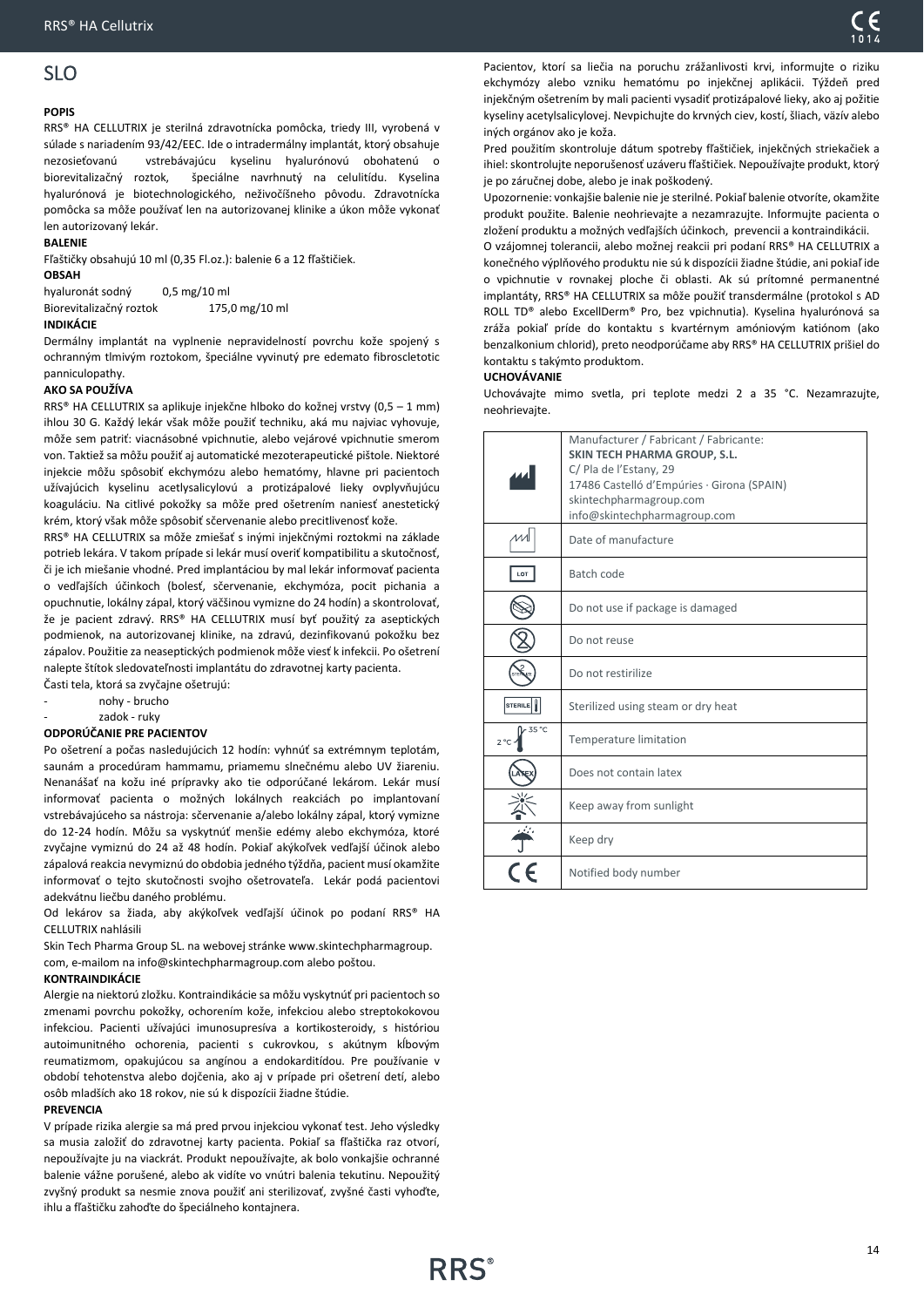## SLO

**POPIS**

RRS® HA CELLUTRIX je sterilná zdravotnícka pomôcka, triedy III, vyrobená v súlade s nariadením 93/42/EEC. Ide o intradermálny implantát, ktorý obsahuje nezosieťovanú vstrebávajúcu kyselinu hyalurónovú obohatenú o biorevitalizačný roztok, špeciálne navrhnutý na celulitídu. Kyselina hyalurónová je biotechnologického, neživočíšneho pôvodu. Zdravotnícka pomôcka sa môže používať len na autorizovanej klinike a úkon môže vykonať len autorizovaný lekár.

**BALENIE**

Fľaštičky obsahujú 10 ml (0,35 Fl.oz.): balenie 6 a 12 fľaštičiek.

**OBSAH**

hyaluronát sodný 0,5 mg/10 ml
Biorevitalizačný roztok 175,0 mg/10 ml

**INDIKÁCIE**

Dermálny implantát na vyplnenie nepravidelností povrchu kože spojený s ochranným tlmivým roztokom, špeciálne vyvinutý pre edemato fibroscletotic panniculopathy.

**AKO SA POUŽÍVA**

RRS® HA CELLUTRIX sa aplikuje injekčne hlboko do kožnej vrstvy (0,5 – 1 mm) ihlou 30 G. Každý lekár však môže použiť techniku, aká mu najviac vyhovuje, môže sem patriť: viacnásobné vpichnutie, alebo vejárové vpichnutie smerom von. Taktiež sa môžu použiť aj automatické mezoterapeutické pištole. Niektoré injekcie môžu spôsobiť ekchymózu alebo hematómy, hlavne pri pacientoch užívajúcich kyselinu acetlysalicylovú a protizápalové lieky ovplyvňujúcu koaguláciu. Na citlivé pokožky sa môže pred ošetrením naniesť anestetický krém, ktorý však môže spôsobiť sčervenanie alebo precitlivenosť kože.

RRS® HA CELLUTRIX sa môže zmiešať s inými injekčnými roztokmi na základe potrieb lekára. V takom prípade si lekár musí overiť kompatibilitu a skutočnosť, či je ich miešanie vhodné. Pred implantáciou by mal lekár informovať pacienta o vedľajších účinkoch (bolesť, sčervenanie, ekchymóza, pocit pichania a opuchnutie, lokálny zápal, ktorý väčšinou vymizne do 24 hodín) a skontrolovať, že je pacient zdravý. RRS® HA CELLUTRIX musí byť použitý za aseptických podmienok, na autorizovanej klinike, na zdravú, dezinfikovanú pokožku bez zápalov. Použitie za neaseptických podmienok môže viesť k infekcii. Po ošetrení nalepte štítok sledovateľnosti implantátu do zdravotnej karty pacienta.

Časti tela, ktorá sa zvyčajne ošetrujú:

- nohy - brucho
- zadok - ruky

**ODPORÚČANIE PRE PACIENTOV**

Po ošetrení a počas nasledujúcich 12 hodín: vyhnúť sa extrémnym teplotám, saunám a procedúram hammamu, priamemu slnečnému alebo UV žiareniu. Nenanášať na kožu iné prípravky ako tie odporúčané lekárom. Lekár musí informovať pacienta o možných lokálnych reakciách po implantovaní vstrebávajúceho sa nástroja: sčervenanie a/alebo lokálny zápal, ktorý vymizne do 12-24 hodín. Môžu sa vyskytnúť menšie edémy alebo ekchymóza, ktoré zvyčajne vymiznú do 24 až 48 hodín. Pokiaľ akýkoľvek vedľajší účinok alebo zápalová reakcia nevymiznú do obdobia jedného týždňa, pacient musí okamžite informovať o tejto skutočnosti svojho ošetrovateľa. Lekár podá pacientovi adekvátnu liečbu daného problému.

Od lekárov sa žiada, aby akýkoľvek vedľajší účinok po podaní RRS® HA CELLUTRIX nahlásili

Skin Tech Pharma Group SL. na webovej stránke www.skintechpharmagroup. com, e-mailom na info@skintechpharmagroup.com alebo poštou.

**KONTRAINDIKÁCIE**

Alergie na niektorú zložku. Kontraindikácie sa môžu vyskytnúť pri pacientoch so zmenami povrchu pokožky, ochorením kože, infekciou alebo streptokokovou infekciou. Pacienti užívajúci imunosupresíva a kortikosteroidy, s históriou autoimunitného ochorenia, pacienti s cukrovkou, s akútnym kĺbovým reumatizmom, opakujúcou sa angínou a endokarditídou. Pre používanie v období tehotenstva alebo dojčenia, ako aj v prípade pri ošetrení detí, alebo osôb mladších ako 18 rokov, nie sú k dispozícii žiadne štúdie.

**PREVENCIA**

V prípade rizika alergie sa má pred prvou injekciou vykonať test. Jeho výsledky sa musia založiť do zdravotnej karty pacienta. Pokiaľ sa fľaštička raz otvorí, nepoužívajte ju na viackrát. Produkt nepoužívajte, ak bolo vonkajšie ochranné balenie vážne porušené, alebo ak vidíte vo vnútri balenia tekutinu. Nepoužitý zvyšný produkt sa nesmie znova použiť ani sterilizovať, zvyšné časti vyhoďte, ihlu a fľaštičku zahoďte do špeciálneho kontajnera.

Pacientov, ktorí sa liečia na poruchu zrážanlivosti krvi, informujte o riziku ekchymózy alebo vzniku hematómu po injekčnej aplikácii. Týždeň pred injekčným ošetrením by mali pacienti vysadiť protizápalové lieky, ako aj požitie kyseliny acetylsalicylovej. Nevpichujte do krvných ciev, kostí, šliach, väzív alebo iných orgánov ako je koža.

Pred použitím skontroluje dátum spotreby fľaštičiek, injekčných striekačiek a ihiel: skontrolujte neporušenosť uzáveru fľaštičiek. Nepoužívajte produkt, ktorý je po záručnej dobe, alebo je inak poškodený.

Upozornenie: vonkajšie balenie nie je sterilné. Pokiaľ balenie otvoríte, okamžite produkt použite. Balenie neohrievajte a nezamrazujte. Informujte pacienta o zložení produktu a možných vedľajších účinkoch, prevencii a kontraindikácii.

O vzájomnej tolerancii, alebo možnej reakcii pri podaní RRS® HA CELLUTRIX a konečného výplňového produktu nie sú k dispozícii žiadne štúdie, ani pokiaľ ide o vpichnutie v rovnakej ploche či oblasti. Ak sú prítomné permanentné implantáty, RRS® HA CELLUTRIX sa môže použiť transdermálne (protokol s AD ROLL TD® alebo ExcellDerm® Pro, bez vpichnutia). Kyselina hyalurónová sa zráža pokiaľ príde do kontaktu s kvartérnym amóniovým katiónom (ako benzalkonium chlorid), preto neodporúčame aby RRS® HA CELLUTRIX prišiel do kontaktu s takýmto produktom.

**UCHOVÁVANIE**

Uchovávajte mimo svetla, pri teplote medzi 2 a 35 °C. Nezamrazujte, neohrievajte.

| | |
|---|---|
| | Manufacturer / Fabricant / Fabricante: **SKIN TECH PHARMA GROUP, S.L.** C/ Pla de l'Estany, 29 17486 Castelló d'Empúries · Girona (SPAIN) skintechpharmagroup.com info@skintechpharmagroup.com |
| | Date of manufacture |
| LOT | Batch code |
| | Do not use if package is damaged |
| | Do not reuse |
| STERILE | Do not restirilize |
| STERILE | Sterilized using steam or dry heat |
| 2 °C – 35 °C | Temperature limitation |
| LATEX | Does not contain latex |
| | Keep away from sunlight |
| | Keep dry |
| CE | Notified body number |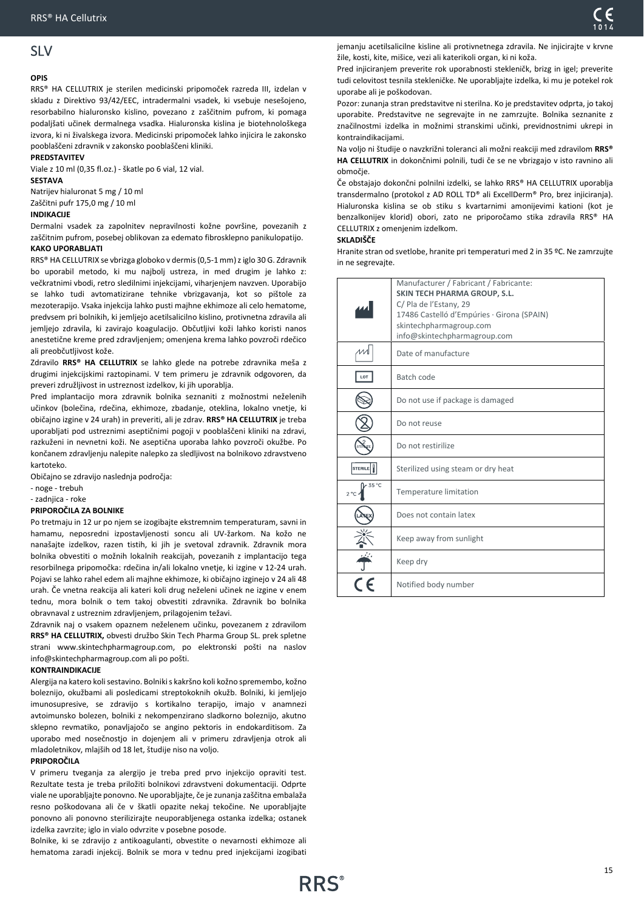# SLV

**OPIS**

RRS® HA CELLUTRIX je sterilen medicinski pripomoček razreda III, izdelan v skladu z Direktivo 93/42/EEC, intradermalni vsadek, ki vsebuje nesešojeno, resorbabilno hialuronsko kislino, povezano z zaščitnim pufrom, ki pomaga podaljšati učinek dermalnega vsadka. Hialuronska kislina je biotehnološkega izvora, ki ni živalskega izvora. Medicinski pripomoček lahko injicira le zakonsko pooblaščeni zdravnik v zakonsko pooblaščeni kliniki.

**PREDSTAVITEV**

Viale z 10 ml (0,35 fl.oz.) - škatle po 6 vial, 12 vial.

**SESTAVA**

Natrijev hialuronat 5 mg / 10 ml

Zaščitni pufr 175,0 mg / 10 ml

**INDIKACIJE**

Dermalni vsadek za zapolnitev nepravilnosti kožne površine, povezanih z zaščitnim pufrom, posebej oblikovan za edemato fibrosklepno panikulopatijo.

**KAKO UPORABLJATI**

RRS® HA CELLUTRIX se vbrizga globoko v dermis (0,5-1 mm) z iglo 30 G. Zdravnik bo uporabil metodo, ki mu najbolj ustreza, in med drugim je lahko z: večkratnimi vbodi, retro sledilnimi injekcijami, viharjenjem navzven. Uporabijo se lahko tudi avtomatizirane tehnike vbrizgavanja, kot so pištole za mezoterapijo. Vsaka injekcija lahko pusti majhne ekhimoze ali celo hematome, predvsem pri bolnikih, ki jemljejo acetilsalicilno kislino, protivnetna zdravila ali jemljejo zdravila, ki zavirajo koagulacijo. Občutljivi koži lahko koristi nanos anestetične kreme pred zdravljenjem; omenjena krema lahko povzroči rdečico ali preobčutljivost kože.

Zdravilo **RRS® HA CELLUTRIX** se lahko glede na potrebe zdravnika meša z drugimi injekcijskimi raztopinami. V tem primeru je zdravnik odgovoren, da preveri združljivost in ustreznost izdelkov, ki jih uporablja.

Pred implantacijo mora zdravnik bolnika seznaniti z možnostmi neželenih učinkov (bolečina, rdečina, ekhimoze, zbadanje, oteklina, lokalno vnetje, ki običajno izgine v 24 urah) in preveriti, ali je zdrav. **RRS® HA CELLUTRIX** je treba uporabljati pod ustreznimi aseptičnimi pogoji v pooblaščeni kliniki na zdravi, razkuženi in nevnetni koži. Ne aseptična uporaba lahko povzroči okužbe. Po končanem zdravljenju nalepite nalepko za sledljivost na bolnikovo zdravstveno kartoteko.

Običajno se zdravijo naslednja področja:

- noge - trebuh
- zadnjica - roke

**PRIPOROČILA ZA BOLNIKE**

Po tretmaju in 12 ur po njem se izogibajte ekstremnim temperaturam, savni in hamamu, neposredni izpostavljenosti soncu ali UV-žarkom. Na kožo ne nanašajte izdelkov, razen tistih, ki jih je svetoval zdravnik. Zdravnik mora bolnika obvestiti o možnih lokalnih reakcijah, povezanih z implantacijo tega resorbilnega pripomočka: rdečina in/ali lokalno vnetje, ki izgine v 12-24 urah. Pojavi se lahko rahel edem ali majhne ekhimoze, ki običajno izginejo v 24 ali 48 urah. Če vnetna reakcija ali kateri koli drug neželeni učinek ne izgine v enem tednu, mora bolnik o tem takoj obvestiti zdravnika. Zdravnik bo bolnika obravnaval z ustreznim zdravljenjem, prilagojenim težavi.

Zdravnik naj o vsakem opaznem neželenem učinku, povezanem z zdravilom **RRS® HA CELLUTRIX,** obvesti družbo Skin Tech Pharma Group SL. prek spletne strani www.skintechpharmagroup.com, po elektronski pošti na naslov info@skintechpharmagroup.com ali po pošti.

**KONTRAINDIKACIJE**

Alergija na katero koli sestavino. Bolniki s kakršno koli kožno spremembo, kožno boleznijo, okužbami ali posledicami streptokoknih okužb. Bolniki, ki jemljejo imunosupresive, se zdravijo s kortikalno terapijo, imajo v anamnezi avtoimunsko bolezen, bolniki z nekompenzirano sladkorno boleznijo, akutno sklepno revmatiko, ponavljajočo se angino pektoris in endokarditisom. Za uporabo med nosečnostjo in dojenjem ali v primeru zdravljenja otrok ali mladoletnikov, mlajših od 18 let, študije niso na voljo.

**PRIPOROČILA**

V primeru tveganja za alergijo je treba pred prvo injekcijo opraviti test. Rezultate testa je treba priložiti bolnikovi zdravstveni dokumentaciji. Odprte viale ne uporabljajte ponovno. Ne uporabljajte, če je zunanja zaščitna embalaža resno poškodovana ali če v škatli opazite nekaj tekočine. Ne uporabljajte ponovno ali ponovno sterilizirajte neuporabljenega ostanka izdelka; ostanek izdelka zavrzite; iglo in vialo odvrzite v posebne posode.

Bolnike, ki se zdravijo z antikoagulanti, obvestite o nevarnosti ekhimoze ali hematoma zaradi injekcij. Bolnik se mora v tednu pred injekcijami izogibati jemanju acetilsalicilne kisline ali protivnetnega zdravila. Ne injicirajte v krvne žile, kosti, kite, mišice, vezi ali katerikoli organ, ki ni koža.

Pred injiciranjem preverite rok uporabnosti stekleničk, brizg in igel; preverite tudi celovitost tesnila stekleničke. Ne uporabljajte izdelka, ki mu je potekel rok uporabe ali je poškodovan.

Pozor: zunanja stran predstavitve ni sterilna. Ko je predstavitev odprta, jo takoj uporabite. Predstavitve ne segrevajte in ne zamrzujte. Bolnika seznanite z značilnostmi izdelka in možnimi stranskimi učinki, previdnostnimi ukrepi in kontraindikacijami.

Na voljo ni študije o navzkrižni toleranci ali možni reakciji med zdravilom **RRS® HA CELLUTRIX** in dokončnimi polnili, tudi če se ne vbrizgajo v isto ravnino ali območje.

Če obstajajo dokončni polnilni izdelki, se lahko RRS® HA CELLUTRIX uporablja transdermalno (protokol z AD ROLL TD® ali ExcellDerm® Pro, brez injiciranja). Hialuronska kislina se ob stiku s kvartarnimi amonijevimi kationi (kot je benzalkonijev klorid) obori, zato ne priporočamo stika zdravila RRS® HA CELLUTRIX z omenjenim izdelkom.

**SKLADIŠČE**

Hranite stran od svetlobe, hranite pri temperaturi med 2 in 35 ºC. Ne zamrzujte in ne segrevajte.

| | |
|---|---|
| | Manufacturer / Fabricant / Fabricante:<br>**SKIN TECH PHARMA GROUP, S.L.**<br>C/ Pla de l'Estany, 29<br>17486 Castelló d'Empúries · Girona (SPAIN)<br>skintechpharmagroup.com<br>info@skintechpharmagroup.com |
| | Date of manufacture |
| LOT | Batch code |
| | Do not use if package is damaged |
| | Do not reuse |
| | Do not restirilize |
| STERILE | Sterilized using steam or dry heat |
| 2 °C – 35 °C | Temperature limitation |
| LATEX | Does not contain latex |
| | Keep away from sunlight |
| | Keep dry |
| CE | Notified body number |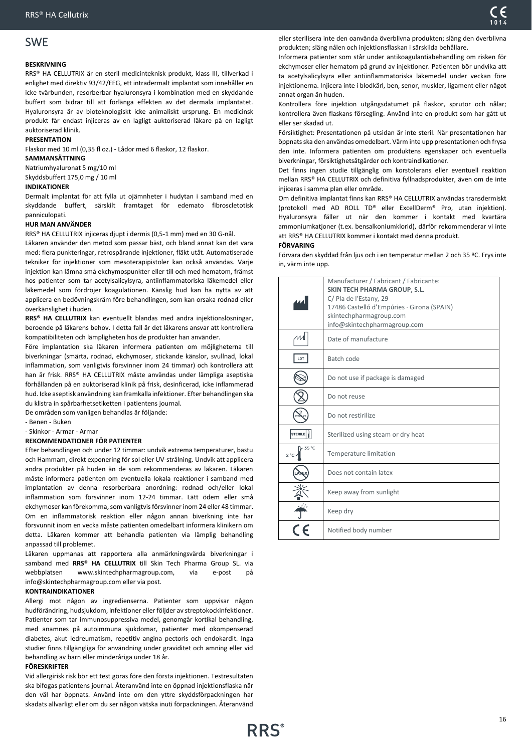# SWE

**BESKRIVNING**

RRS® HA CELLUTRIX är en steril medicinteknisk produkt, klass III, tillverkad i enlighet med direktiv 93/42/EEG, ett intradermalt implantat som innehåller en icke tvärbunden, resorberbar hyaluronsyra i kombination med en skyddande buffert som bidrar till att förlänga effekten av det dermala implantatet. Hyaluronsyra är av bioteknologiskt icke animaliskt ursprung. En medicinsk produkt får endast injiceras av en lagligt auktoriserad läkare på en lagligt auktoriserad klinik.

**PRESENTATION**

Flaskor med 10 ml (0,35 fl oz.) - Lådor med 6 flaskor, 12 flaskor.

**SAMMANSÄTTNING**

Natriumhyaluronat 5 mg/10 ml

Skyddsbuffert 175,0 mg / 10 ml

**INDIKATIONER**

Dermalt implantat för att fylla ut ojämnheter i hudytan i samband med en skyddande buffert, särskilt framtaget för edemato fibroscletotisk panniculopati.

**HUR MAN ANVÄNDER**

RRS® HA CELLUTRIX injiceras djupt i dermis (0,5-1 mm) med en 30 G-nål.

Läkaren använder den metod som passar bäst, och bland annat kan det vara med: flera punkteringar, retrospårande injektioner, fläkt utåt. Automatiserade tekniker för injektioner som mesoterapipistoler kan också användas. Varje injektion kan lämna små ekchymospunkter eller till och med hematom, främst hos patienter som tar acetylsalicylsyra, antiinflammatoriska läkemedel eller läkemedel som fördröjer koagulationen. Känslig hud kan ha nytta av att applicera en bedövningskräm före behandlingen, som kan orsaka rodnad eller överkänslighet i huden.

**RRS® HA CELLUTRIX** kan eventuellt blandas med andra injektionslösningar, beroende på läkarens behov. I detta fall är det läkarens ansvar att kontrollera kompatibiliteten och lämpligheten hos de produkter han använder.

Före implantation ska läkaren informera patienten om möjligheterna till biverkningar (smärta, rodnad, ekchymoser, stickande känslor, svullnad, lokal inflammation, som vanligtvis försvinner inom 24 timmar) och kontrollera att han är frisk. RRS® HA CELLUTRIX måste användas under lämpliga aseptiska förhållanden på en auktoriserad klinik på frisk, desinficerad, icke inflammerad hud. Icke aseptisk användning kan framkalla infektioner. Efter behandlingen ska du klistra in spårbarhetsetiketten i patientens journal.

De områden som vanligen behandlas är följande:

- Benen - Buken
- Skinkor - Armar - Armar

**REKOMMENDATIONER FÖR PATIENTER**

Efter behandlingen och under 12 timmar: undvik extrema temperaturer, bastu och Hammam, direkt exponering för sol eller UV-strålning. Undvik att applicera andra produkter på huden än de som rekommenderas av läkaren. Läkaren måste informera patienten om eventuella lokala reaktioner i samband med implantation av denna resorberbara anordning: rodnad och/eller lokal inflammation som försvinner inom 12-24 timmar. Lätt ödem eller små ekchymoser kan förekomma, som vanligtvis försvinner inom 24 eller 48 timmar. Om en inflammatorisk reaktion eller någon annan biverkning inte har försvunnit inom en vecka måste patienten omedelbart informera klinikern om detta. Läkaren kommer att behandla patienten via lämplig behandling anpassad till problemet.

Läkaren uppmanas att rapportera alla anmärkningsvärda biverkningar i samband med **RRS® HA CELLUTRIX** till Skin Tech Pharma Group SL. via webbplatsen www.skintechpharmagroup.com, via e-post på info@skintechpharmagroup.com eller via post.

**KONTRAINDIKATIONER**

Allergi mot någon av ingredienserna. Patienter som uppvisar någon hudförändring, hudsjukdom, infektioner eller följder av streptokockinfektioner. Patienter som tar immunosuppressiva medel, genomgår kortikal behandling, med anamnes på autoimmuna sjukdomar, patienter med okompenserad diabetes, akut ledreumatism, repetitiv angina pectoris och endokardit. Inga studier finns tillgängliga för användning under graviditet och amning eller vid behandling av barn eller minderåriga under 18 år.

**FÖRESKRIFTER**

Vid allergirisk risk bör ett test göras före den första injektionen. Testresultaten ska bifogas patientens journal. Återanvänd inte en öppnad injektionsflaska när den väl har öppnats. Använd inte om den yttre skyddsförpackningen har skadats allvarligt eller om du ser någon vätska inuti förpackningen. Återanvänd eller sterilisera inte den oanvända överblivna produkten; släng den överblivna produkten; släng nålen och injektionsflaskan i särskilda behållare.

Informera patienter som står under antikoagulantiabehandling om risken för ekchymoser eller hematom på grund av injektioner. Patienten bör undvika att ta acetylsalicylsyra eller antiinflammatoriska läkemedel under veckan före injektionerna. Injicera inte i blodkärl, ben, senor, muskler, ligament eller något annat organ än huden.

Kontrollera före injektion utgångsdatumet på flaskor, sprutor och nålar; kontrollera även flaskans försegling. Använd inte en produkt som har gått ut eller ser skadad ut.

Försiktighet: Presentationen på utsidan är inte steril. När presentationen har öppnats ska den användas omedelbart. Värm inte upp presentationen och frysa den inte. Informera patienten om produktens egenskaper och eventuella biverkningar, försiktighetsåtgärder och kontraindikationer.

Det finns ingen studie tillgänglig om korstolerans eller eventuell reaktion mellan RRS® HA CELLUTRIX och definitiva fyllnadsprodukter, även om de inte injiceras i samma plan eller område.

Om definitiva implantat finns kan RRS® HA CELLUTRIX användas transdermiskt (protokoll med AD ROLL TD® eller ExcellDerm® Pro, utan injektion). Hyaluronsyra fäller ut när den kommer i kontakt med kvartära ammoniumkatjoner (t.ex. bensalkoniumklorid), därför rekommenderar vi inte att RRS® HA CELLUTRIX kommer i kontakt med denna produkt.

**FÖRVARING**

Förvara den skyddad från ljus och i en temperatur mellan 2 och 35 ºC. Frys inte in, värm inte upp.

| | |
|---|---|
| | Manufacturer / Fabricant / Fabricante: **SKIN TECH PHARMA GROUP, S.L.** C/ Pla de l'Estany, 29 17486 Castelló d'Empúries · Girona (SPAIN) skintechpharmagroup.com info@skintechpharmagroup.com |
| | Date of manufacture |
| LOT | Batch code |
| | Do not use if package is damaged |
| | Do not reuse |
| STERILIZE | Do not restirilize |
| STERILE | Sterilized using steam or dry heat |
| 2 °C – 35 °C | Temperature limitation |
| LATEX | Does not contain latex |
| | Keep away from sunlight |
| | Keep dry |
| CE | Notified body number |